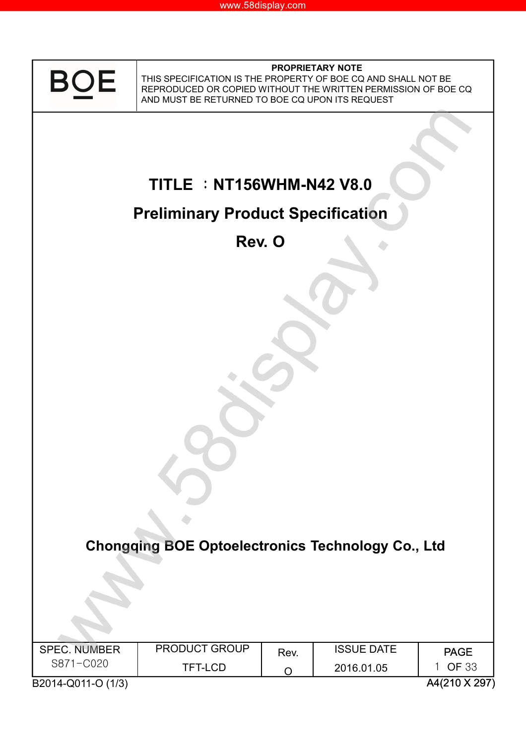BOE

**PROPRIETARY NOTE**

THIS SPECIFICATION IS THE PROPERTY OF BOE CQ AND SHALL NOT BE REPRODUCED OR COPIED WITHOUT THE WRITTEN PERMISSION OF BOE CQ AND MUST BE RETURNED TO BOE CQ UPON ITS REQUEST

# TITLE ：NT156WHM-N42 V8.0

# Preliminary Product Specification

# Rev. O

**Chongqing BOE Optoelectronics Technology Co., Ltd**

| SPEC. NUMBER | PRODUCT GROUP | Rev. | ISSUE DATE | PAGE |
|---|---|---|---|---|
| S871-C020 | TFT-LCD | O | 2016.01.05 | 1 OF 33 |

B2014-Q011-O (1/3) A4(210 X 297)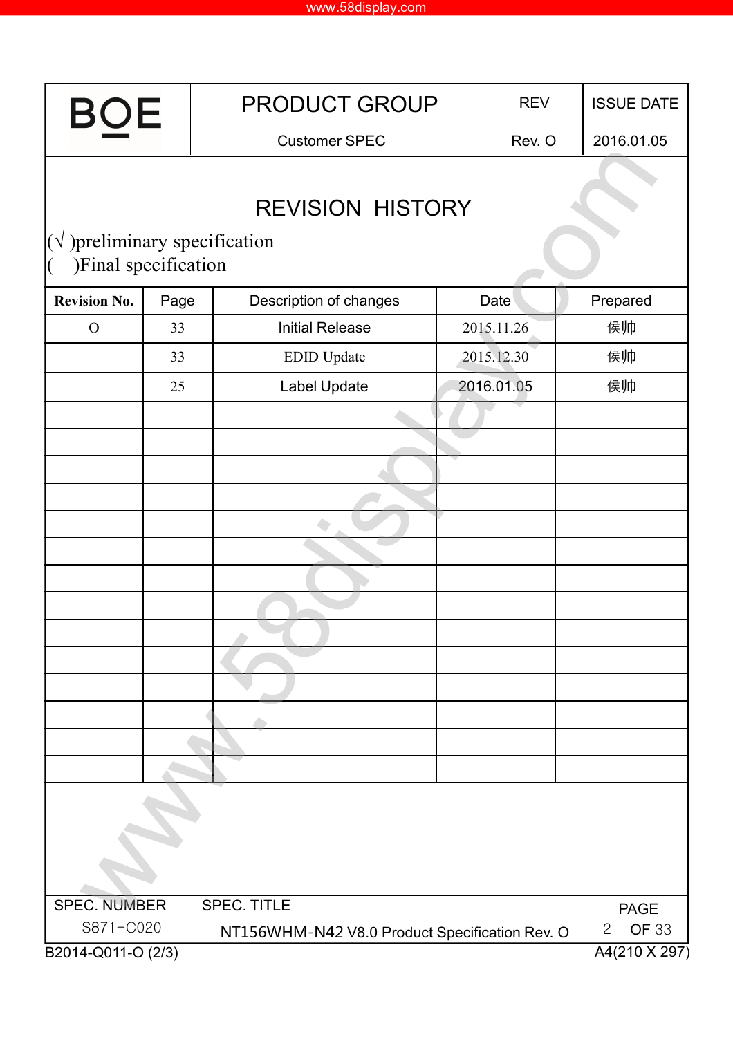# REVISION HISTORY

(√ )preliminary specification
(   )Final specification

| Revision No. | Page | Description of changes | Date | Prepared |
|---|---|---|---|---|
| O | 33 | Initial Release | 2015.11.26 | 侯帅 |
| | 33 | EDID Update | 2015.12.30 | 侯帅 |
| | 25 | Label Update | 2016.01.05 | 侯帅 |
| | | | | |
| | | | | |
| | | | | |
| | | | | |
| | | | | |
| | | | | |
| | | | | |
| | | | | |
| | | | | |
| | | | | |
| | | | | |
| | | | | |
| | | | | |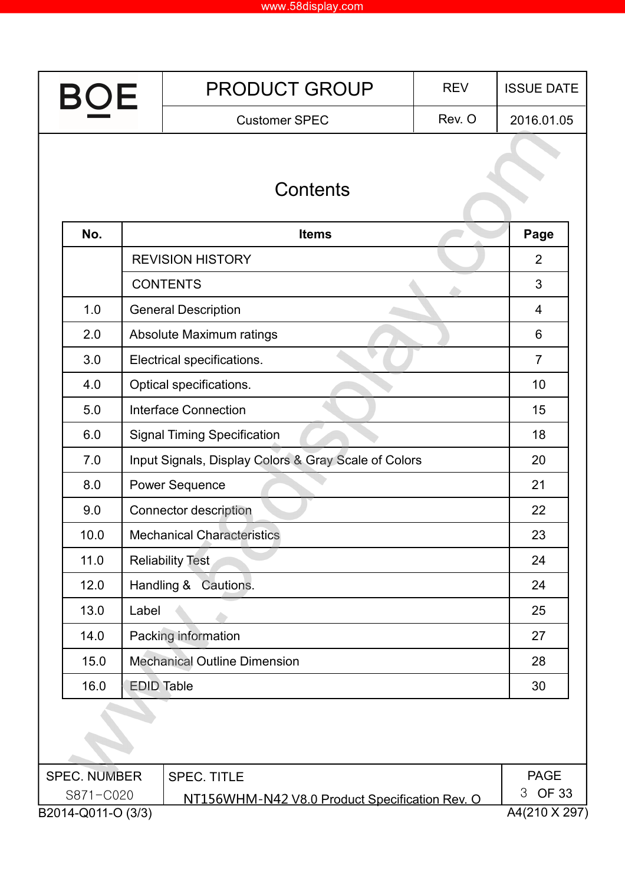# Contents

| No. | Items | Page |
|---|---|---|
| | REVISION HISTORY | 2 |
| | CONTENTS | 3 |
| 1.0 | General Description | 4 |
| 2.0 | Absolute Maximum ratings | 6 |
| 3.0 | Electrical specifications. | 7 |
| 4.0 | Optical specifications. | 10 |
| 5.0 | Interface Connection | 15 |
| 6.0 | Signal Timing Specification | 18 |
| 7.0 | Input Signals, Display Colors & Gray Scale of Colors | 20 |
| 8.0 | Power Sequence | 21 |
| 9.0 | Connector description | 22 |
| 10.0 | Mechanical Characteristics | 23 |
| 11.0 | Reliability Test | 24 |
| 12.0 | Handling & Cautions. | 24 |
| 13.0 | Label | 25 |
| 14.0 | Packing information | 27 |
| 15.0 | Mechanical Outline Dimension | 28 |
| 16.0 | EDID Table | 30 |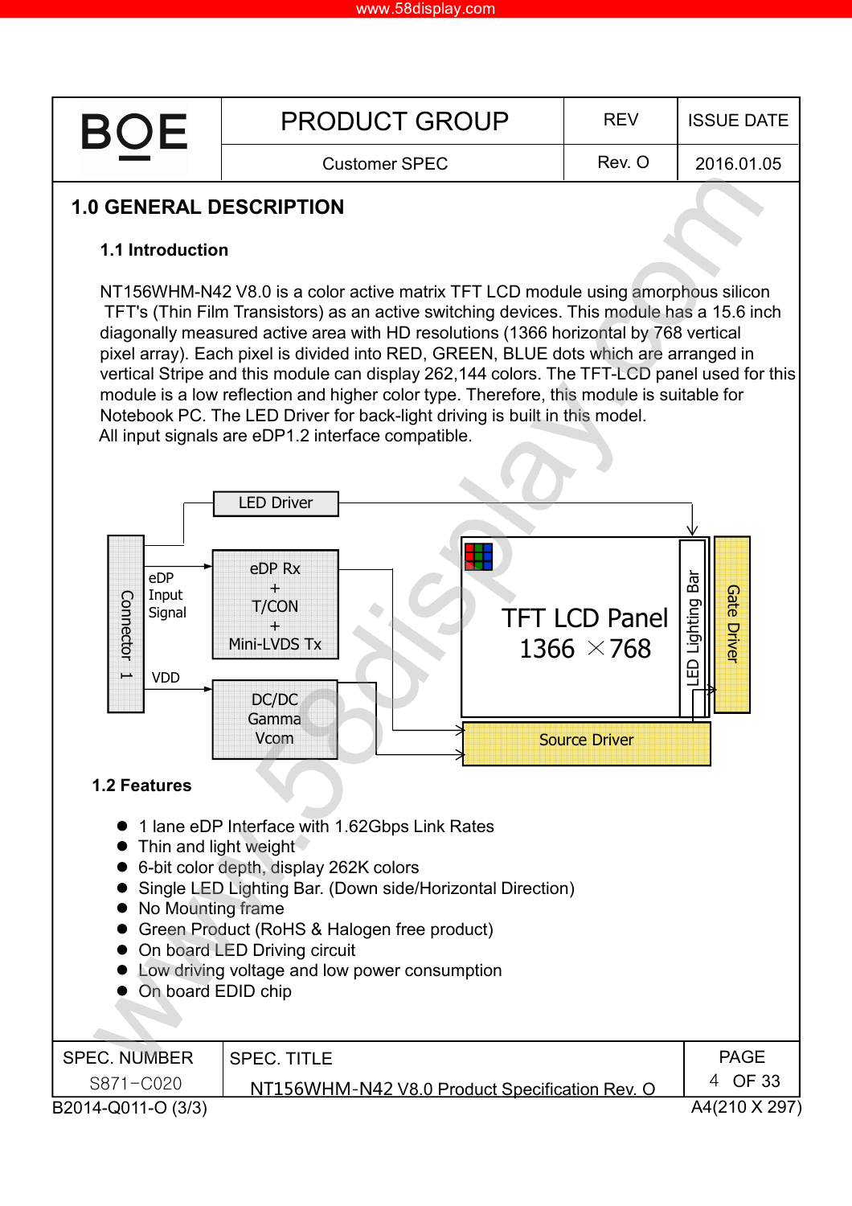## 1.0 GENERAL DESCRIPTION

### 1.1 Introduction

NT156WHM-N42 V8.0 is a color active matrix TFT LCD module using amorphous silicon TFT's (Thin Film Transistors) as an active switching devices. This module has a 15.6 inch diagonally measured active area with HD resolutions (1366 horizontal by 768 vertical pixel array). Each pixel is divided into RED, GREEN, BLUE dots which are arranged in vertical Stripe and this module can display 262,144 colors. The TFT-LCD panel used for this module is a low reflection and higher color type. Therefore, this module is suitable for Notebook PC. The LED Driver for back-light driving is built in this model.
All input signals are eDP1.2 interface compatible.

LED Driver

Connector 1 | eDP Input Signal | VDD

eDP Rx + T/CON + Mini-LVDS Tx

DC/DC Gamma Vcom

TFT LCD Panel 1366 × 768

LED Lighting Bar

Gate Driver

Source Driver

### 1.2 Features

- 1 lane eDP Interface with 1.62Gbps Link Rates
- Thin and light weight
- 6-bit color depth, display 262K colors
- Single LED Lighting Bar. (Down side/Horizontal Direction)
- No Mounting frame
- Green Product (RoHS & Halogen free product)
- On board LED Driving circuit
- Low driving voltage and low power consumption
- On board EDID chip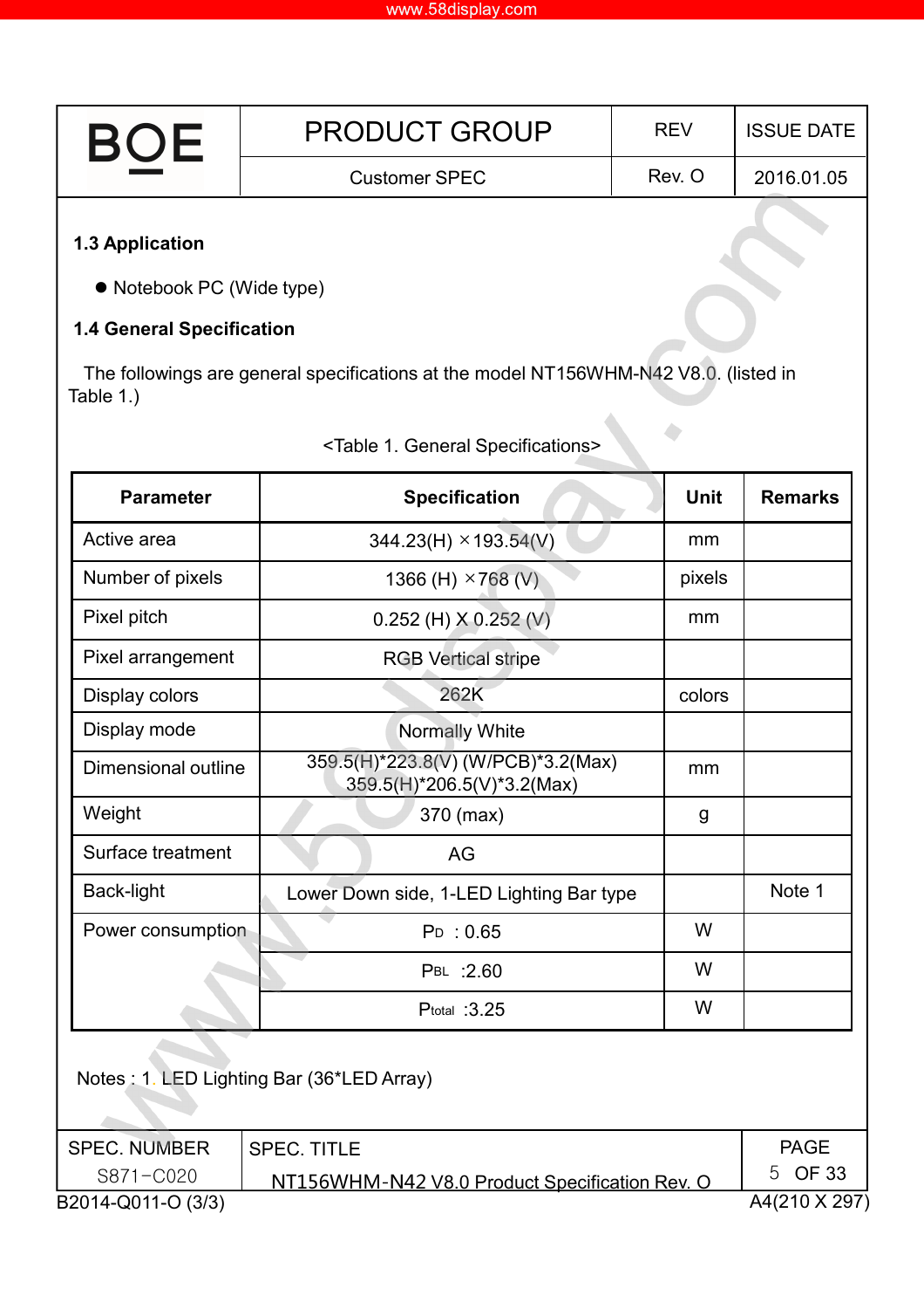### 1.3 Application

- Notebook PC (Wide type)

### 1.4 General Specification

The followings are general specifications at the model NT156WHM-N42 V8.0. (listed in Table 1.)

<Table 1. General Specifications>

| Parameter | Specification | Unit | Remarks |
|---|---|---|---|
| Active area | 344.23(H) ×193.54(V) | mm | |
| Number of pixels | 1366 (H) ×768 (V) | pixels | |
| Pixel pitch | 0.252 (H) X 0.252 (V) | mm | |
| Pixel arrangement | RGB Vertical stripe | | |
| Display colors | 262K | colors | |
| Display mode | Normally White | | |
| Dimensional outline | 359.5(H)*223.8(V) (W/PCB)*3.2(Max)<br>359.5(H)*206.5(V)*3.2(Max) | mm | |
| Weight | 370 (max) | g | |
| Surface treatment | AG | | |
| Back-light | Lower Down side, 1-LED Lighting Bar type | | Note 1 |
| Power consumption | $P_D$ : 0.65 | W | |
| | $P_{BL}$ :2.60 | W | |
| | $P_{total}$ :3.25 | W | |

Notes : 1. LED Lighting Bar (36*LED Array)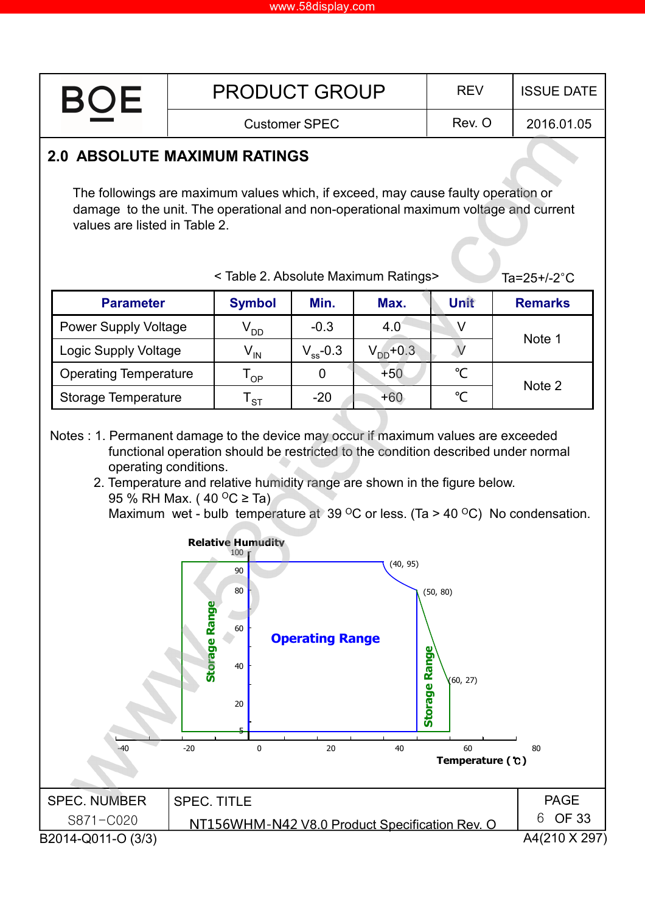## 2.0 ABSOLUTE MAXIMUM RATINGS

The followings are maximum values which, if exceed, may cause faulty operation or damage to the unit. The operational and non-operational maximum voltage and current values are listed in Table 2.

< Table 2. Absolute Maximum Ratings> Ta=25+/-2°C

| Parameter | Symbol | Min. | Max. | Unit | Remarks |
|---|---|---|---|---|---|
| Power Supply Voltage | $V_{DD}$ | -0.3 | 4.0 | V | Note 1 |
| Logic Supply Voltage | $V_{IN}$ | $V_{ss}$-0.3 | $V_{DD}$+0.3 | V | |
| Operating Temperature | $T_{OP}$ | 0 | +50 | ℃ | Note 2 |
| Storage Temperature | $T_{ST}$ | -20 | +60 | ℃ | |

Notes : 1. Permanent damage to the device may occur if maximum values are exceeded functional operation should be restricted to the condition described under normal operating conditions.

2. Temperature and relative humidity range are shown in the figure below.
95 % RH Max. ( 40 °C ≥ Ta)
Maximum wet - bulb temperature at 39 °C or less. (Ta > 40 °C) No condensation.

Relative Humudity

Operating Range

Storage Range

(40, 95)
(50, 80)
(60, 27)

Temperature (℃)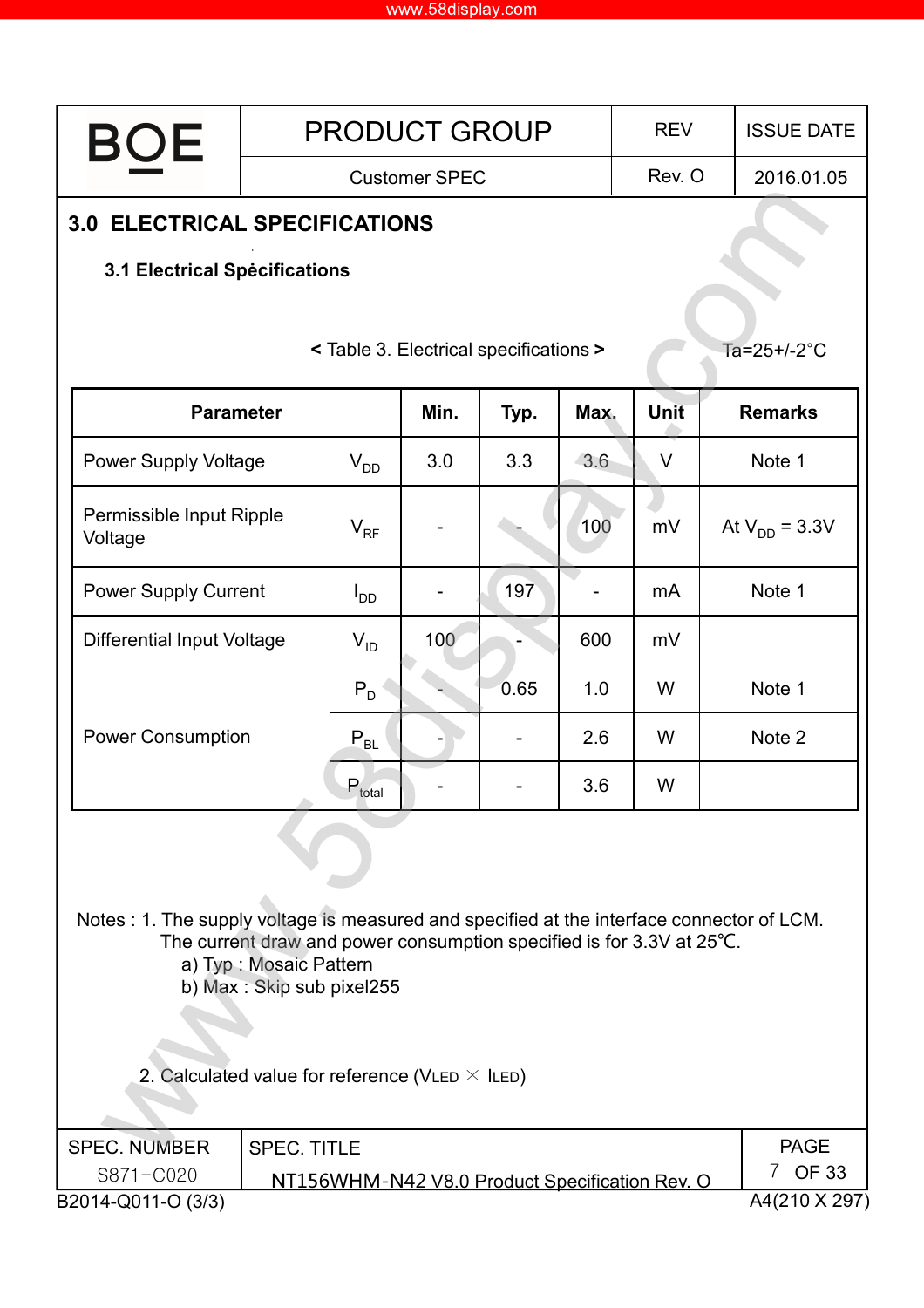# 3.0 ELECTRICAL SPECIFICATIONS

## 3.1 Electrical Specifications

< Table 3. Electrical specifications >　　　　Ta=25+/-2°C

| Parameter | | Min. | Typ. | Max. | Unit | Remarks |
|---|---|---|---|---|---|---|
| Power Supply Voltage | $V_{DD}$ | 3.0 | 3.3 | 3.6 | V | Note 1 |
| Permissible Input Ripple Voltage | $V_{RF}$ | - | - | 100 | mV | At $V_{DD}$ = 3.3V |
| Power Supply Current | $I_{DD}$ | - | 197 | - | mA | Note 1 |
| Differential Input Voltage | $V_{ID}$ | 100 | - | 600 | mV | |
| Power Consumption | $P_D$ | - | 0.65 | 1.0 | W | Note 1 |
| | $P_{BL}$ | - | - | 2.6 | W | Note 2 |
| | $P_{total}$ | - | - | 3.6 | W | |

Notes : 1. The supply voltage is measured and specified at the interface connector of LCM.
The current draw and power consumption specified is for 3.3V at 25℃.
a) Typ : Mosaic Pattern
b) Max : Skip sub pixel255

2. Calculated value for reference (VLED × ILED)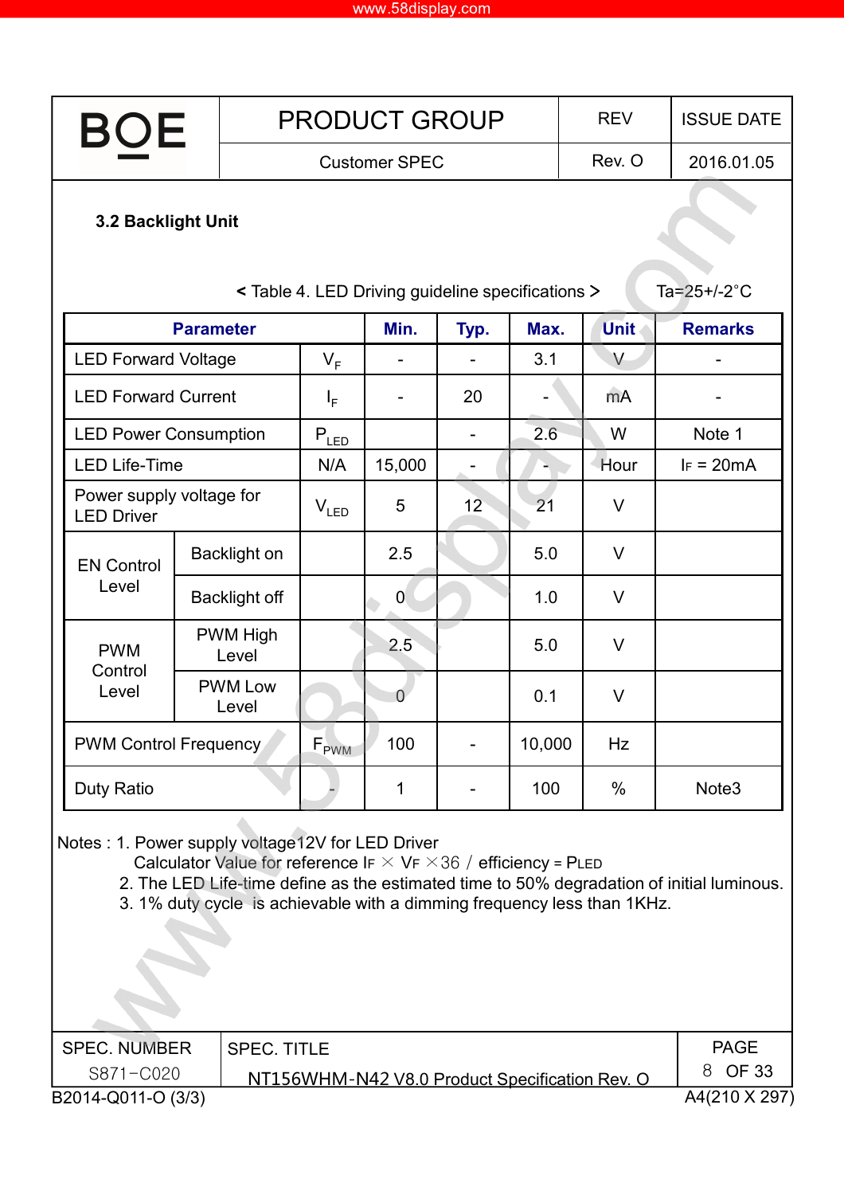### 3.2 Backlight Unit

< Table 4. LED Driving guideline specifications >  Ta=25+/-2°C

| Parameter | | | Min. | Typ. | Max. | Unit | Remarks |
|---|---|---|---|---|---|---|---|
| LED Forward Voltage | | $V_F$ | - | - | 3.1 | V | - |
| LED Forward Current | | $I_F$ | - | 20 | - | mA | - |
| LED Power Consumption | | $P_{LED}$ | | - | 2.6 | W | Note 1 |
| LED Life-Time | | N/A | 15,000 | - | - | Hour | $I_F$ = 20mA |
| Power supply voltage for LED Driver | | $V_{LED}$ | 5 | 12 | 21 | V | |
| EN Control Level | Backlight on | | 2.5 | | 5.0 | V | |
| | Backlight off | | 0 | | 1.0 | V | |
| PWM Control Level | PWM High Level | | 2.5 | | 5.0 | V | |
| | PWM Low Level | | 0 | | 0.1 | V | |
| PWM Control Frequency | | $F_{PWM}$ | 100 | - | 10,000 | Hz | |
| Duty Ratio | | - | 1 | - | 100 | % | Note3 |

Notes : 1. Power supply voltage12V for LED Driver

Calculator Value for reference $I_F \times V_F \times 36$ / efficiency = $P_{LED}$

2. The LED Life-time define as the estimated time to 50% degradation of initial luminous.
3. 1% duty cycle is achievable with a dimming frequency less than 1KHz.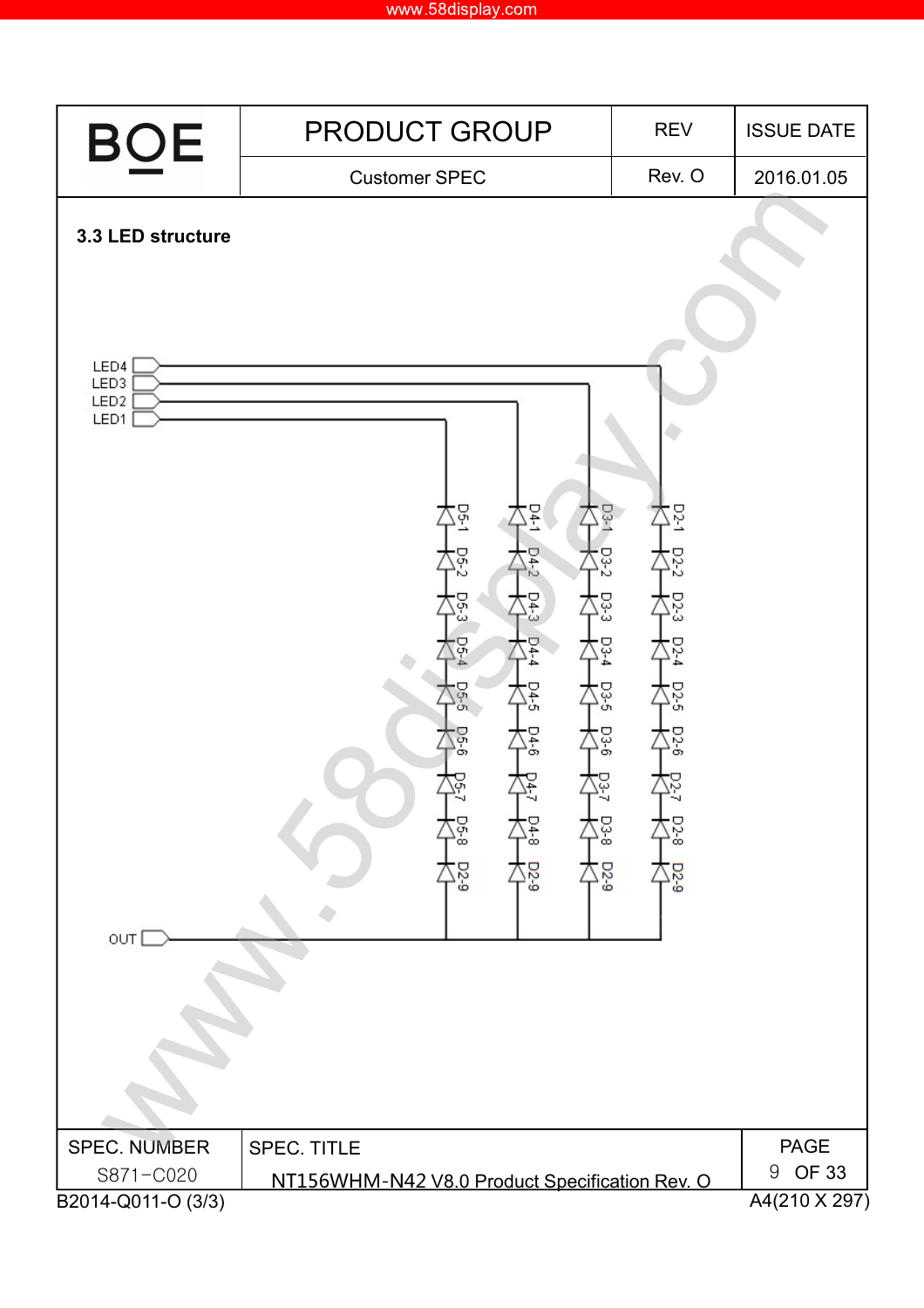### 3.3 LED structure

LED4
LED3
LED2
LED1

D5-1 D5-2 D5-3 D5-4 D5-5 D5-6 D5-7 D5-8 D5-9

D4-1 D4-2 D4-3 D4-4 D4-5 D4-6 D4-7 D4-8 D4-9

D3-1 D3-2 D3-3 D3-4 D3-5 D3-6 D3-7 D3-8 D3-9

D2-1 D2-2 D2-3 D2-4 D2-5 D2-6 D2-7 D2-8 D2-9

OUT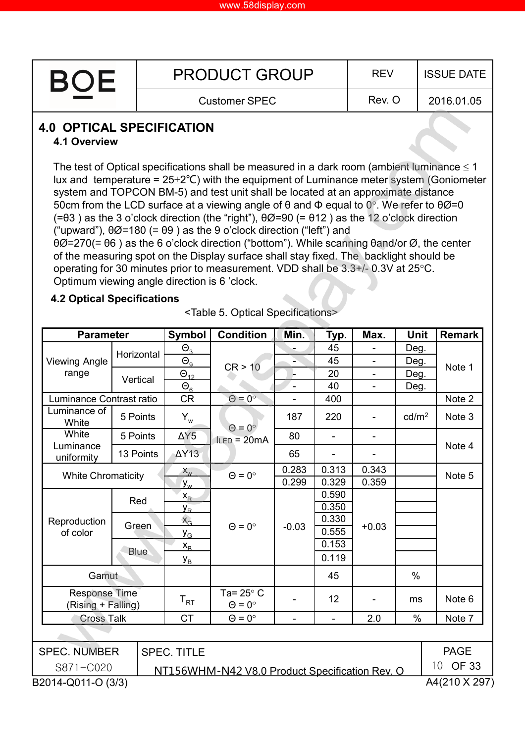## 4.0 OPTICAL SPECIFICATION

### 4.1 Overview

The test of Optical specifications shall be measured in a dark room (ambient luminance ≤ 1 lux and temperature = 25±2℃) with the equipment of Luminance meter system (Goniometer system and TOPCON BM-5) and test unit shall be located at an approximate distance 50cm from the LCD surface at a viewing angle of θ and Φ equal to 0°. We refer to θØ=0 (=θ3 ) as the 3 o'clock direction (the "right"), θØ=90 (= θ12 ) as the 12 o'clock direction ("upward"), θØ=180 (= θ9 ) as the 9 o'clock direction ("left") and θØ=270(= θ6 ) as the 6 o'clock direction ("bottom"). While scanning θand/or Ø, the center of the measuring spot on the Display surface shall stay fixed. The backlight should be operating for 30 minutes prior to measurement. VDD shall be 3.3+/- 0.3V at 25°C. Optimum viewing angle direction is 6 'clock.

### 4.2 Optical Specifications

<Table 5. Optical Specifications>

| Parameter | | Symbol | Condition | Min. | Typ. | Max. | Unit | Remark |
|---|---|---|---|---|---|---|---|---|
| Viewing Angle range | Horizontal | $\Theta_3$ | CR > 10 | - | 45 | - | Deg. | Note 1 |
| | | $\Theta_9$ | | - | 45 | - | Deg. | |
| | Vertical | $\Theta_{12}$ | | - | 20 | - | Deg. | |
| | | $\Theta_6$ | | - | 40 | - | Deg. | |
| Luminance Contrast ratio | | CR | Θ = 0° | - | 400 | | | Note 2 |
| Luminance of White | 5 Points | $Y_w$ | Θ = 0° ILED = 20mA | 187 | 220 | - | cd/m² | Note 3 |
| White Luminance uniformity | 5 Points | ΔY5 | | 80 | - | - | | Note 4 |
| | 13 Points | ΔY13 | | 65 | - | - | | |
| White Chromaticity | | $x_w$ | Θ = 0° | 0.283 | 0.313 | 0.343 | | Note 5 |
| | | $y_w$ | | 0.299 | 0.329 | 0.359 | | |
| Reproduction of color | Red | $x_R$ | Θ = 0° | -0.03 | 0.590 | +0.03 | | |
| | | $y_R$ | | | 0.350 | | | |
| | Green | $x_G$ | | | 0.330 | | | |
| | | $y_G$ | | | 0.555 | | | |
| | Blue | $x_B$ | | | 0.153 | | | |
| | | $y_B$ | | | 0.119 | | | |
| Gamut | | | | | 45 | | % | |
| Response Time (Rising + Falling) | | $T_{RT}$ | Ta= 25° C Θ = 0° | - | 12 | - | ms | Note 6 |
| Cross Talk | | CT | Θ = 0° | - | - | 2.0 | % | Note 7 |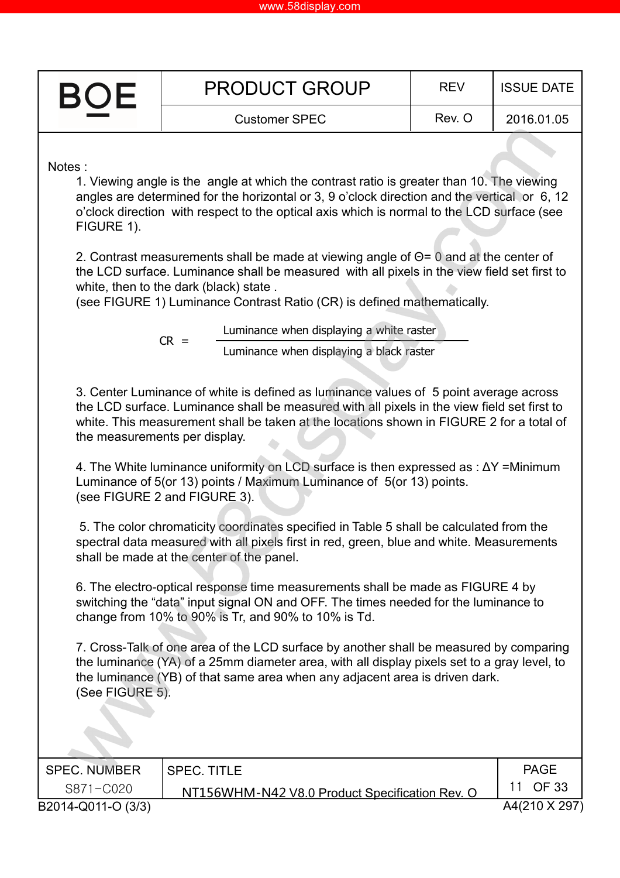Notes :

1. Viewing angle is the angle at which the contrast ratio is greater than 10. The viewing angles are determined for the horizontal or 3, 9 o'clock direction and the vertical or 6, 12 o'clock direction with respect to the optical axis which is normal to the LCD surface (see FIGURE 1).

2. Contrast measurements shall be made at viewing angle of Θ= 0 and at the center of the LCD surface. Luminance shall be measured with all pixels in the view field set first to white, then to the dark (black) state .
(see FIGURE 1) Luminance Contrast Ratio (CR) is defined mathematically.

$$CR = \frac{\text{Luminance when displaying a white raster}}{\text{Luminance when displaying a black raster}}$$

3. Center Luminance of white is defined as luminance values of 5 point average across the LCD surface. Luminance shall be measured with all pixels in the view field set first to white. This measurement shall be taken at the locations shown in FIGURE 2 for a total of the measurements per display.

4. The White luminance uniformity on LCD surface is then expressed as : ΔY =Minimum Luminance of 5(or 13) points / Maximum Luminance of 5(or 13) points.
(see FIGURE 2 and FIGURE 3).

5. The color chromaticity coordinates specified in Table 5 shall be calculated from the spectral data measured with all pixels first in red, green, blue and white. Measurements shall be made at the center of the panel.

6. The electro-optical response time measurements shall be made as FIGURE 4 by switching the "data" input signal ON and OFF. The times needed for the luminance to change from 10% to 90% is Tr, and 90% to 10% is Td.

7. Cross-Talk of one area of the LCD surface by another shall be measured by comparing the luminance (YA) of a 25mm diameter area, with all display pixels set to a gray level, to the luminance (YB) of that same area when any adjacent area is driven dark.
(See FIGURE 5).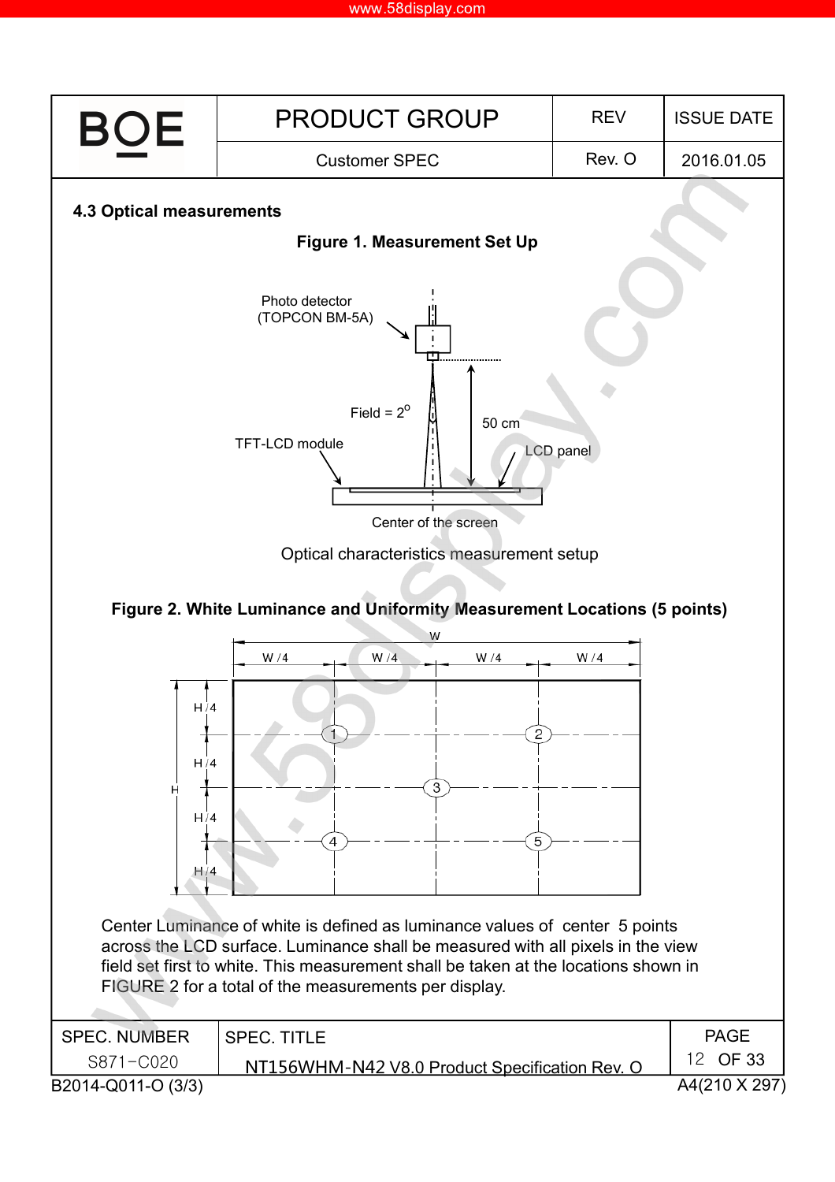### 4.3 Optical measurements

**Figure 1. Measurement Set Up**

Photo detector (TOPCON BM-5A)

Field = $2^o$

50 cm

TFT-LCD module

LCD panel

Center of the screen

Optical characteristics measurement setup

**Figure 2. White Luminance and Uniformity Measurement Locations (5 points)**

Center Luminance of white is defined as luminance values of center 5 points across the LCD surface. Luminance shall be measured with all pixels in the view field set first to white. This measurement shall be taken at the locations shown in FIGURE 2 for a total of the measurements per display.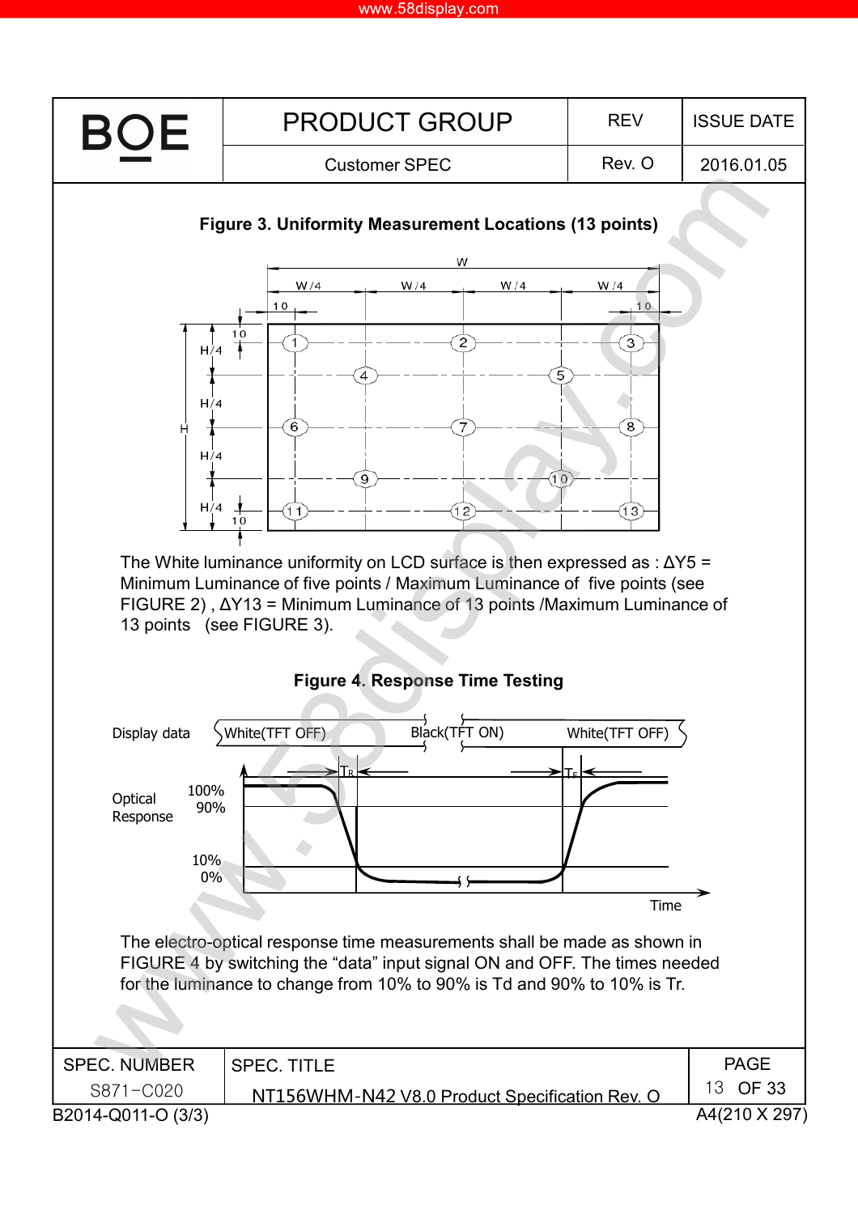**Figure 3. Uniformity Measurement Locations (13 points)**

The White luminance uniformity on LCD surface is then expressed as : ΔY5 = Minimum Luminance of five points / Maximum Luminance of five points (see FIGURE 2) , ΔY13 = Minimum Luminance of 13 points /Maximum Luminance of 13 points (see FIGURE 3).

**Figure 4. Response Time Testing**

The electro-optical response time measurements shall be made as shown in FIGURE 4 by switching the “data” input signal ON and OFF. The times needed for the luminance to change from 10% to 90% is Td and 90% to 10% is Tr.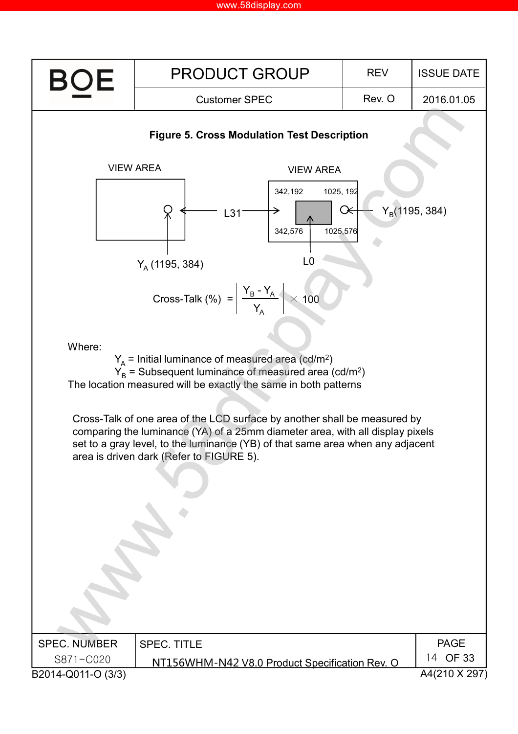**Figure 5. Cross Modulation Test Description**

VIEW AREA

VIEW AREA

342,192 1025, 192

342,576 1025,576

L31

L0

$Y_A$ (1195, 384)

$Y_B$(1195, 384)

$$\text{Cross-Talk (\%)} = \left| \frac{Y_B - Y_A}{Y_A} \right| \times 100$$

Where:

$Y_A$ = Initial luminance of measured area (cd/m²)

$Y_B$ = Subsequent luminance of measured area (cd/m²)

The location measured will be exactly the same in both patterns

Cross-Talk of one area of the LCD surface by another shall be measured by comparing the luminance (YA) of a 25mm diameter area, with all display pixels set to a gray level, to the luminance (YB) of that same area when any adjacent area is driven dark (Refer to FIGURE 5).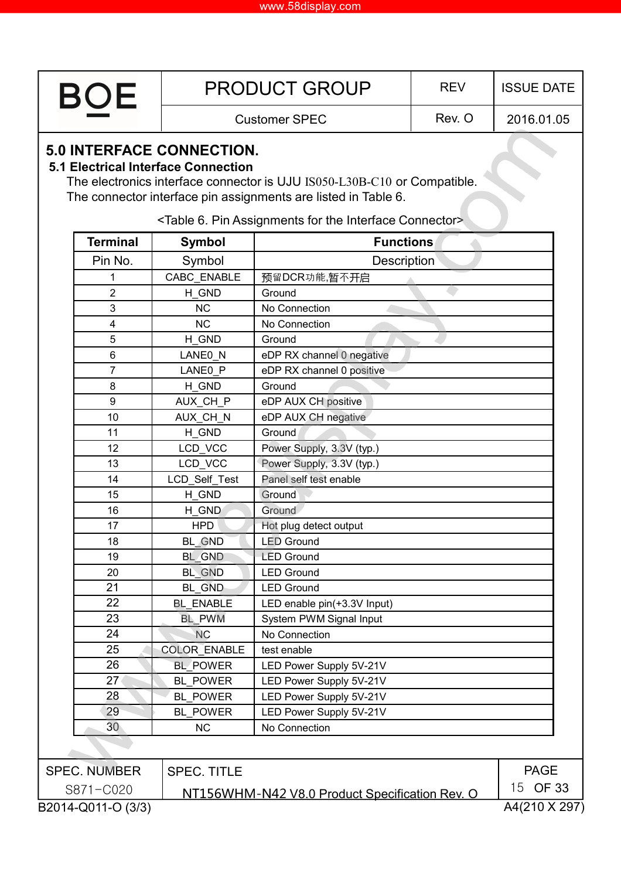# 5.0 INTERFACE CONNECTION.

## 5.1 Electrical Interface Connection

The electronics interface connector is UJU IS050-L30B-C10 or Compatible.
The connector interface pin assignments are listed in Table 6.

<Table 6. Pin Assignments for the Interface Connector>

| Terminal | Symbol | Functions |
|---|---|---|
| Pin No. | Symbol | Description |
| 1 | CABC_ENABLE | 预留DCR功能,暂不开启 |
| 2 | H_GND | Ground |
| 3 | NC | No Connection |
| 4 | NC | No Connection |
| 5 | H_GND | Ground |
| 6 | LANE0_N | eDP RX channel 0 negative |
| 7 | LANE0_P | eDP RX channel 0 positive |
| 8 | H_GND | Ground |
| 9 | AUX_CH_P | eDP AUX CH positive |
| 10 | AUX_CH_N | eDP AUX CH negative |
| 11 | H_GND | Ground |
| 12 | LCD_VCC | Power Supply, 3.3V (typ.) |
| 13 | LCD_VCC | Power Supply, 3.3V (typ.) |
| 14 | LCD_Self_Test | Panel self test enable |
| 15 | H_GND | Ground |
| 16 | H_GND | Ground |
| 17 | HPD | Hot plug detect output |
| 18 | BL_GND | LED Ground |
| 19 | BL_GND | LED Ground |
| 20 | BL_GND | LED Ground |
| 21 | BL_GND | LED Ground |
| 22 | BL_ENABLE | LED enable pin(+3.3V Input) |
| 23 | BL_PWM | System PWM Signal Input |
| 24 | NC | No Connection |
| 25 | COLOR_ENABLE | test enable |
| 26 | BL_POWER | LED Power Supply 5V-21V |
| 27 | BL_POWER | LED Power Supply 5V-21V |
| 28 | BL_POWER | LED Power Supply 5V-21V |
| 29 | BL_POWER | LED Power Supply 5V-21V |
| 30 | NC | No Connection |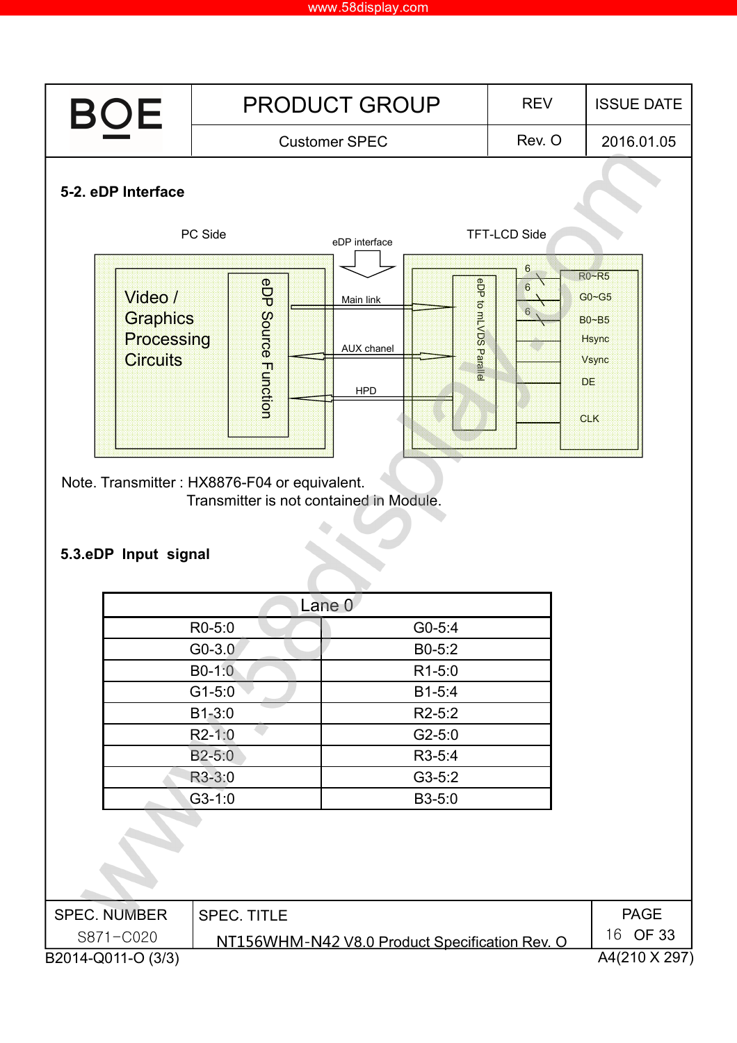## 5-2. eDP Interface

PC Side — eDP interface — TFT-LCD Side

Video / Graphics Processing Circuits | eDP Source Function | Main link | AUX chanel | HPD | eDP to mLVDS Parallel | R0~R5 | G0~G5 | B0~B5 | Hsync | Vsync | DE | CLK

Note. Transmitter : HX8876-F04 or equivalent.
Transmitter is not contained in Module.

## 5.3.eDP Input signal

| Lane 0 | |
|---|---|
| R0-5:0 | G0-5:4 |
| G0-3.0 | B0-5:2 |
| B0-1:0 | R1-5:0 |
| G1-5:0 | B1-5:4 |
| B1-3:0 | R2-5:2 |
| R2-1:0 | G2-5:0 |
| B2-5:0 | R3-5:4 |
| R3-3:0 | G3-5:2 |
| G3-1:0 | B3-5:0 |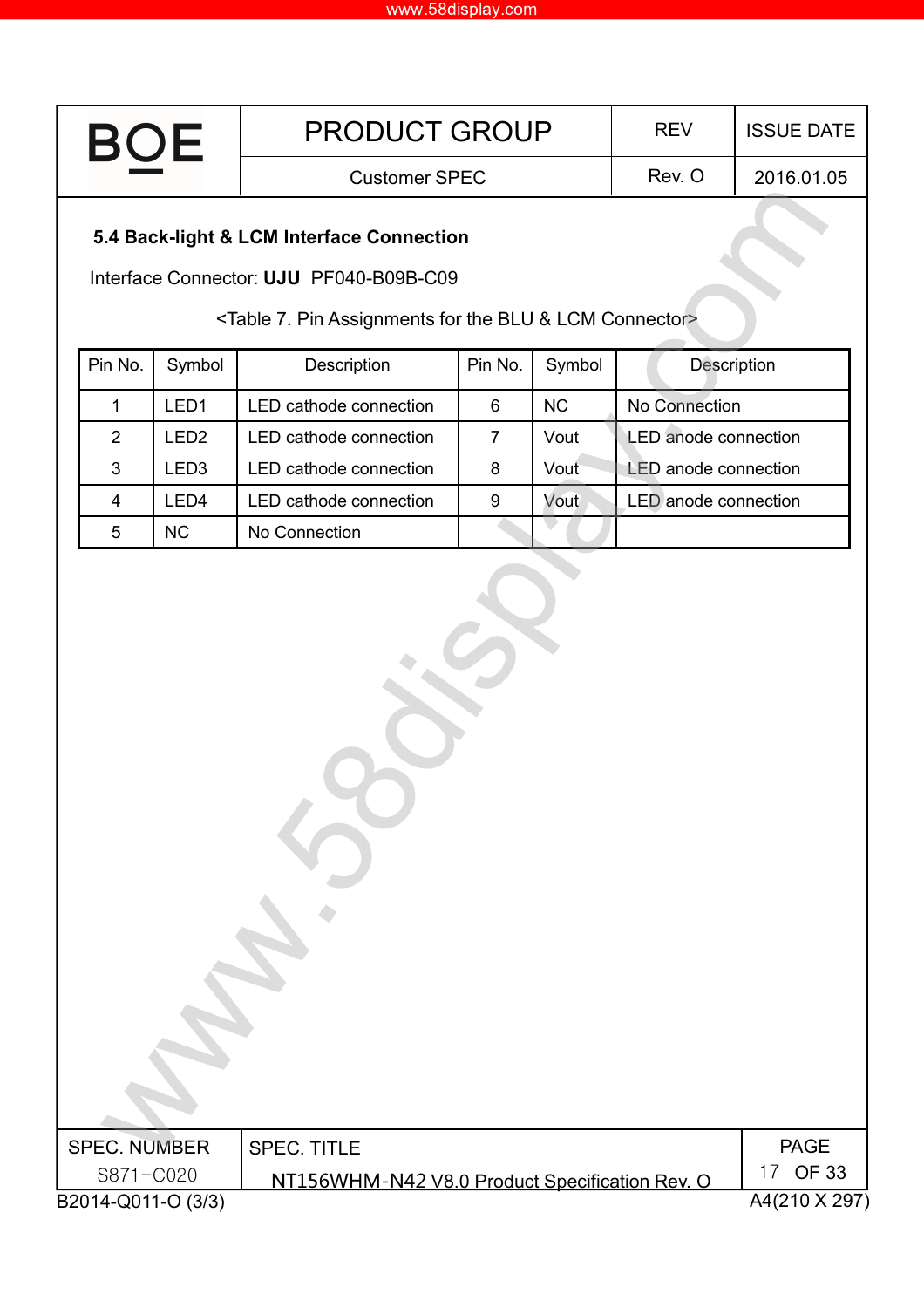### 5.4 Back-light & LCM Interface Connection

Interface Connector: **UJU** PF040-B09B-C09

<Table 7. Pin Assignments for the BLU & LCM Connector>

| Pin No. | Symbol | Description | Pin No. | Symbol | Description |
|---|---|---|---|---|---|
| 1 | LED1 | LED cathode connection | 6 | NC | No Connection |
| 2 | LED2 | LED cathode connection | 7 | Vout | LED anode connection |
| 3 | LED3 | LED cathode connection | 8 | Vout | LED anode connection |
| 4 | LED4 | LED cathode connection | 9 | Vout | LED anode connection |
| 5 | NC | No Connection | | | |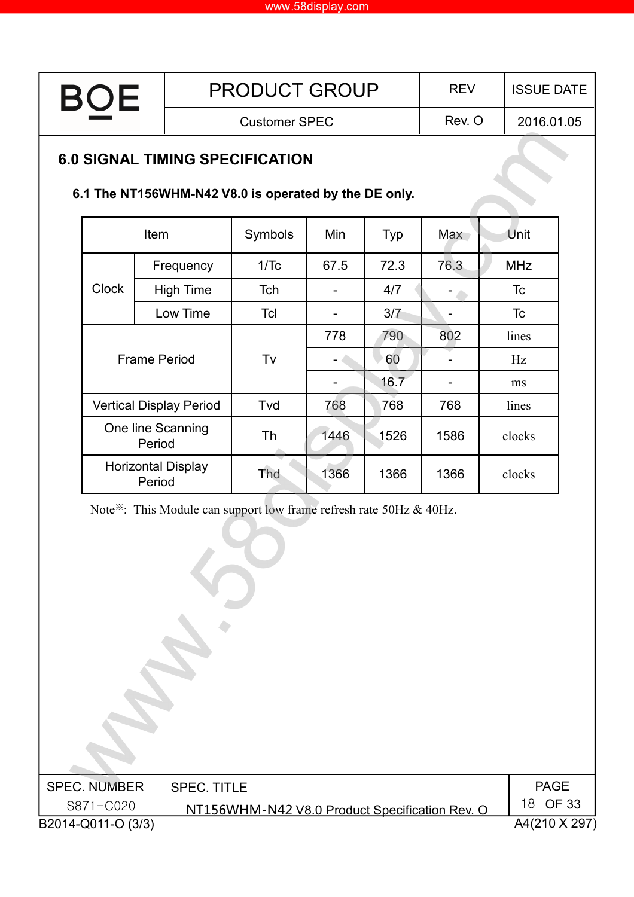## 6.0 SIGNAL TIMING SPECIFICATION

### 6.1 The NT156WHM-N42 V8.0 is operated by the DE only.

| Item | | Symbols | Min | Typ | Max | Unit |
|---|---|---|---|---|---|---|
| Clock | Frequency | 1/Tc | 67.5 | 72.3 | 76.3 | MHz |
| | High Time | Tch | - | 4/7 | - | Tc |
| | Low Time | Tcl | - | 3/7 | - | Tc |
| Frame Period | | Tv | 778 | 790 | 802 | lines |
| | | | - | 60 | - | Hz |
| | | | - | 16.7 | - | ms |
| Vertical Display Period | | Tvd | 768 | 768 | 768 | lines |
| One line Scanning Period | | Th | 1446 | 1526 | 1586 | clocks |
| Horizontal Display Period | | Thd | 1366 | 1366 | 1366 | clocks |

Note※: This Module can support low frame refresh rate 50Hz & 40Hz.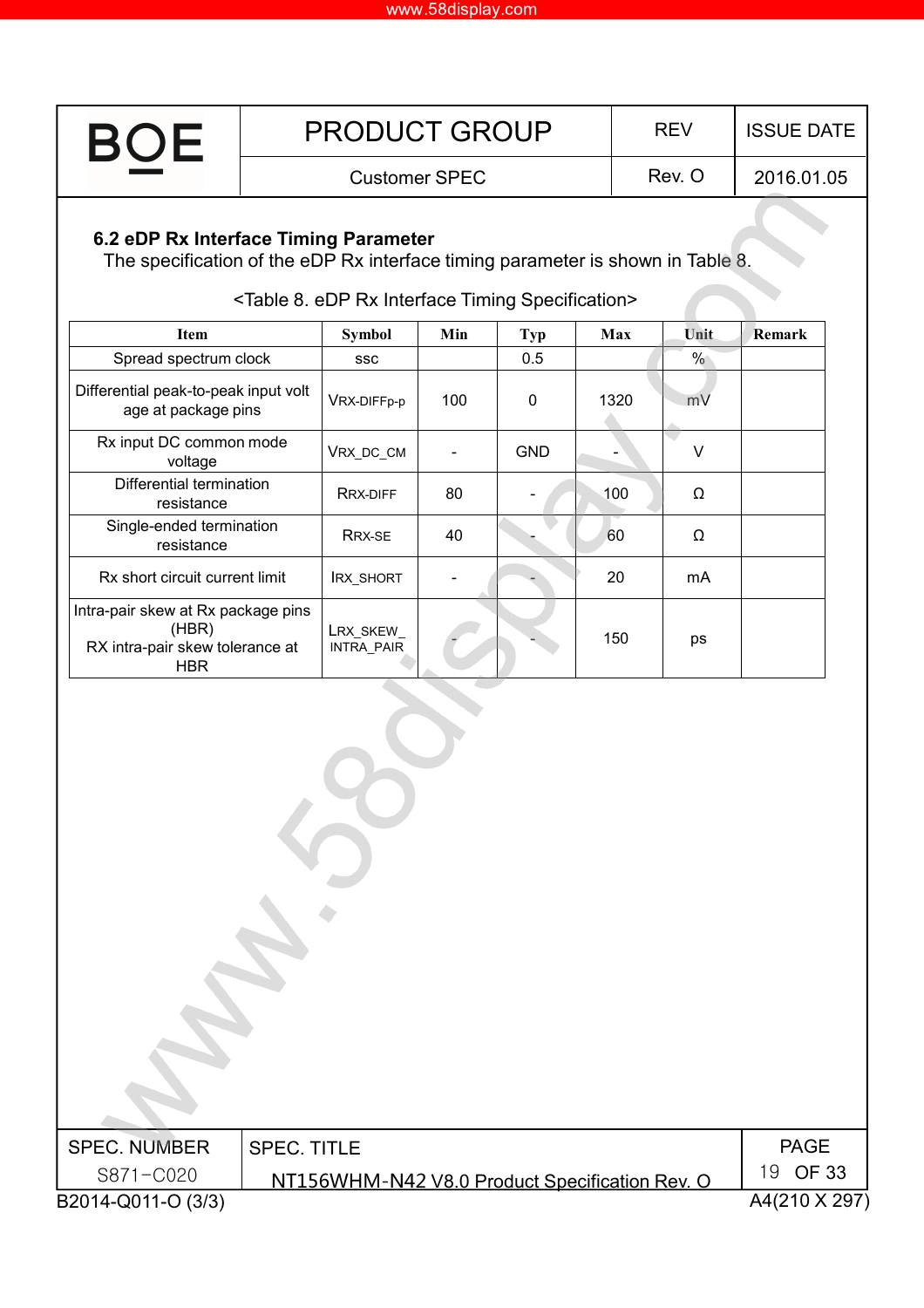### 6.2 eDP Rx Interface Timing Parameter

The specification of the eDP Rx interface timing parameter is shown in Table 8.

<Table 8. eDP Rx Interface Timing Specification>

| Item | Symbol | Min | Typ | Max | Unit | Remark |
|---|---|---|---|---|---|---|
| Spread spectrum clock | ssc | | 0.5 | | % | |
| Differential peak-to-peak input voltage at package pins | VRX-DIFFp-p | 100 | 0 | 1320 | mV | |
| Rx input DC common mode voltage | VRX_DC_CM | - | GND | - | V | |
| Differential termination resistance | RRX-DIFF | 80 | - | 100 | Ω | |
| Single-ended termination resistance | RRX-SE | 40 | - | 60 | Ω | |
| Rx short circuit current limit | IRX_SHORT | - | - | 20 | mA | |
| Intra-pair skew at Rx package pins (HBR) RX intra-pair skew tolerance at HBR | LRX_SKEW_INTRA_PAIR | - | - | 150 | ps | |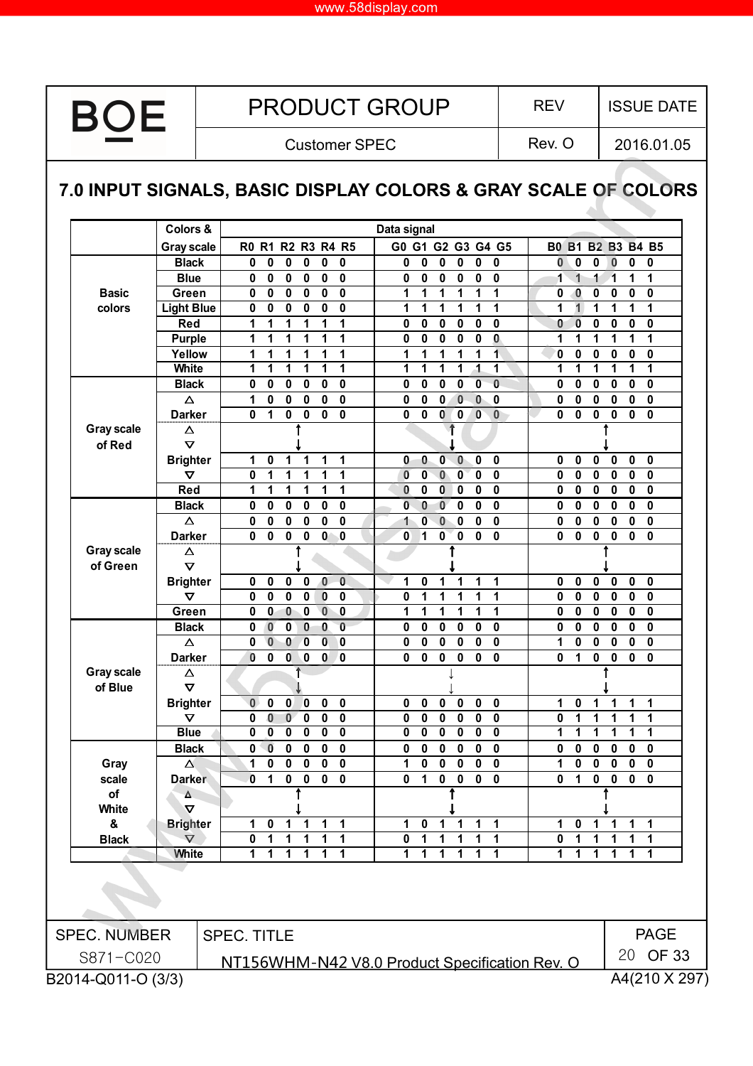# 7.0 INPUT SIGNALS, BASIC DISPLAY COLORS & GRAY SCALE OF COLORS

| | Colors & Gray scale | Data signal | | | | | | | | | | | | | | | | | |
|---|---|---|---|---|---|---|---|---|---|---|---|---|---|---|---|---|---|---|---|
| | | R0 | R1 | R2 | R3 | R4 | R5 | G0 | G1 | G2 | G3 | G4 | G5 | B0 | B1 | B2 | B3 | B4 | B5 |
| Basic colors | Black | 0 | 0 | 0 | 0 | 0 | 0 | 0 | 0 | 0 | 0 | 0 | 0 | 0 | 0 | 0 | 0 | 0 | 0 |
| | Blue | 0 | 0 | 0 | 0 | 0 | 0 | 0 | 0 | 0 | 0 | 0 | 0 | 1 | 1 | 1 | 1 | 1 | 1 |
| | Green | 0 | 0 | 0 | 0 | 0 | 0 | 1 | 1 | 1 | 1 | 1 | 1 | 0 | 0 | 0 | 0 | 0 | 0 |
| | Light Blue | 0 | 0 | 0 | 0 | 0 | 0 | 1 | 1 | 1 | 1 | 1 | 1 | 1 | 1 | 1 | 1 | 1 | 1 |
| | Red | 1 | 1 | 1 | 1 | 1 | 1 | 0 | 0 | 0 | 0 | 0 | 0 | 0 | 0 | 0 | 0 | 0 | 0 |
| | Purple | 1 | 1 | 1 | 1 | 1 | 1 | 0 | 0 | 0 | 0 | 0 | 0 | 1 | 1 | 1 | 1 | 1 | 1 |
| | Yellow | 1 | 1 | 1 | 1 | 1 | 1 | 1 | 1 | 1 | 1 | 1 | 1 | 0 | 0 | 0 | 0 | 0 | 0 |
| | White | 1 | 1 | 1 | 1 | 1 | 1 | 1 | 1 | 1 | 1 | 1 | 1 | 1 | 1 | 1 | 1 | 1 | 1 |
| Gray scale of Red | Black | 0 | 0 | 0 | 0 | 0 | 0 | 0 | 0 | 0 | 0 | 0 | 0 | 0 | 0 | 0 | 0 | 0 | 0 |
| | △ | 1 | 0 | 0 | 0 | 0 | 0 | 0 | 0 | 0 | 0 | 0 | 0 | 0 | 0 | 0 | 0 | 0 | 0 |
| | Darker | 0 | 1 | 0 | 0 | 0 | 0 | 0 | 0 | 0 | 0 | 0 | 0 | 0 | 0 | 0 | 0 | 0 | 0 |
| | △ ▽ | ↑↓ | | | | | | ↑↓ | | | | | | ↑↓ | | | | | |
| | Brighter | 1 | 0 | 1 | 1 | 1 | 1 | 0 | 0 | 0 | 0 | 0 | 0 | 0 | 0 | 0 | 0 | 0 | 0 |
| | ▽ | 0 | 1 | 1 | 1 | 1 | 1 | 0 | 0 | 0 | 0 | 0 | 0 | 0 | 0 | 0 | 0 | 0 | 0 |
| | Red | 1 | 1 | 1 | 1 | 1 | 1 | 0 | 0 | 0 | 0 | 0 | 0 | 0 | 0 | 0 | 0 | 0 | 0 |
| Gray scale of Green | Black | 0 | 0 | 0 | 0 | 0 | 0 | 0 | 0 | 0 | 0 | 0 | 0 | 0 | 0 | 0 | 0 | 0 | 0 |
| | △ | 0 | 0 | 0 | 0 | 0 | 0 | 1 | 0 | 0 | 0 | 0 | 0 | 0 | 0 | 0 | 0 | 0 | 0 |
| | Darker | 0 | 0 | 0 | 0 | 0 | 0 | 0 | 1 | 0 | 0 | 0 | 0 | 0 | 0 | 0 | 0 | 0 | 0 |
| | △ ▽ | ↑↓ | | | | | | ↑↓ | | | | | | ↑↓ | | | | | |
| | Brighter | 0 | 0 | 0 | 0 | 0 | 0 | 1 | 0 | 1 | 1 | 1 | 1 | 0 | 0 | 0 | 0 | 0 | 0 |
| | ▽ | 0 | 0 | 0 | 0 | 0 | 0 | 0 | 1 | 1 | 1 | 1 | 1 | 0 | 0 | 0 | 0 | 0 | 0 |
| | Green | 0 | 0 | 0 | 0 | 0 | 0 | 1 | 1 | 1 | 1 | 1 | 1 | 0 | 0 | 0 | 0 | 0 | 0 |
| Gray scale of Blue | Black | 0 | 0 | 0 | 0 | 0 | 0 | 0 | 0 | 0 | 0 | 0 | 0 | 0 | 0 | 0 | 0 | 0 | 0 |
| | △ | 0 | 0 | 0 | 0 | 0 | 0 | 0 | 0 | 0 | 0 | 0 | 0 | 1 | 0 | 0 | 0 | 0 | 0 |
| | Darker | 0 | 0 | 0 | 0 | 0 | 0 | 0 | 0 | 0 | 0 | 0 | 0 | 0 | 1 | 0 | 0 | 0 | 0 |
| | △ ▽ | ↑↓ | | | | | | ↓↓ | | | | | | ↑↓ | | | | | |
| | Brighter | 0 | 0 | 0 | 0 | 0 | 0 | 0 | 0 | 0 | 0 | 0 | 0 | 1 | 0 | 1 | 1 | 1 | 1 |
| | ▽ | 0 | 0 | 0 | 0 | 0 | 0 | 0 | 0 | 0 | 0 | 0 | 0 | 0 | 1 | 1 | 1 | 1 | 1 |
| | Blue | 0 | 0 | 0 | 0 | 0 | 0 | 0 | 0 | 0 | 0 | 0 | 0 | 1 | 1 | 1 | 1 | 1 | 1 |
| Gray scale of White & Black | Black | 0 | 0 | 0 | 0 | 0 | 0 | 0 | 0 | 0 | 0 | 0 | 0 | 0 | 0 | 0 | 0 | 0 | 0 |
| | △ | 1 | 0 | 0 | 0 | 0 | 0 | 1 | 0 | 0 | 0 | 0 | 0 | 1 | 0 | 0 | 0 | 0 | 0 |
| | Darker | 0 | 1 | 0 | 0 | 0 | 0 | 0 | 1 | 0 | 0 | 0 | 0 | 0 | 1 | 0 | 0 | 0 | 0 |
| | △ ▽ | ↑↓ | | | | | | ↑↓ | | | | | | ↑↓ | | | | | |
| | Brighter | 1 | 0 | 1 | 1 | 1 | 1 | 1 | 0 | 1 | 1 | 1 | 1 | 1 | 0 | 1 | 1 | 1 | 1 |
| | ▽ | 0 | 1 | 1 | 1 | 1 | 1 | 0 | 1 | 1 | 1 | 1 | 1 | 0 | 1 | 1 | 1 | 1 | 1 |
| | White | 1 | 1 | 1 | 1 | 1 | 1 | 1 | 1 | 1 | 1 | 1 | 1 | 1 | 1 | 1 | 1 | 1 | 1 |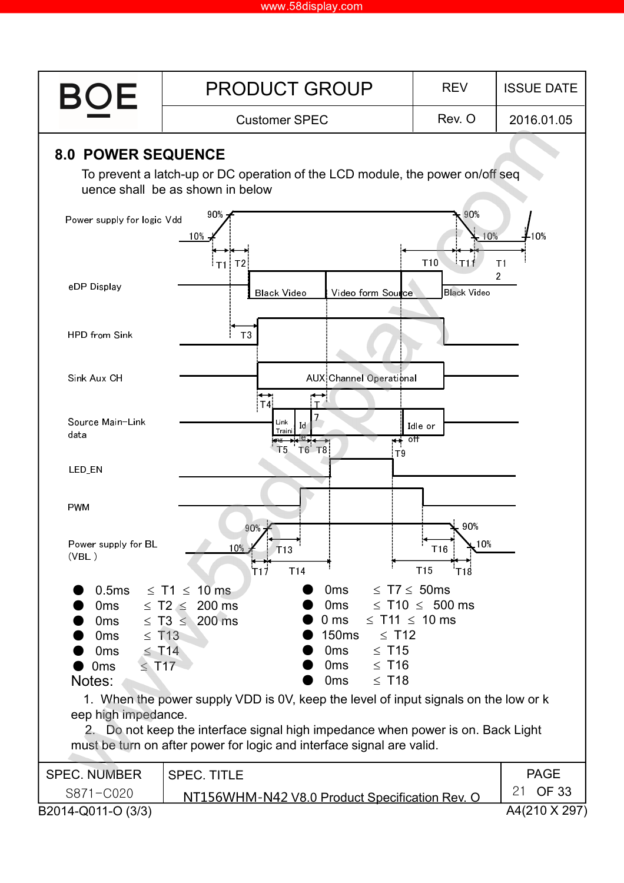## 8.0 POWER SEQUENCE

To prevent a latch-up or DC operation of the LCD module, the power on/off seq uence shall be as shown in below

Power supply for logic Vdd

eDP Display

HPD from Sink

Sink Aux CH

Source Main-Link data

LED_EN

PWM

Power supply for BL (VBL )

- 0.5ms ≤ T1 ≤ 10 ms
- 0ms ≤ T2 ≤ 200 ms
- 0ms ≤ T3 ≤ 200 ms
- 0ms ≤ T13
- 0ms ≤ T14
- 0ms ≤ T17
- 0ms ≤ T7 ≤ 50ms
- 0ms ≤ T10 ≤ 500 ms
- 0 ms ≤ T11 ≤ 10 ms
- 150ms ≤ T12
- 0ms ≤ T15
- 0ms ≤ T16
- 0ms ≤ T18

Notes:

1. When the power supply VDD is 0V, keep the level of input signals on the low or k eep high impedance.
2. Do not keep the interface signal high impedance when power is on. Back Light must be turn on after power for logic and interface signal are valid.

| SPEC. NUMBER | SPEC. TITLE |
|---|---|
| S871-C020 | NT156WHM-N42 V8.0 Product Specification Rev. O |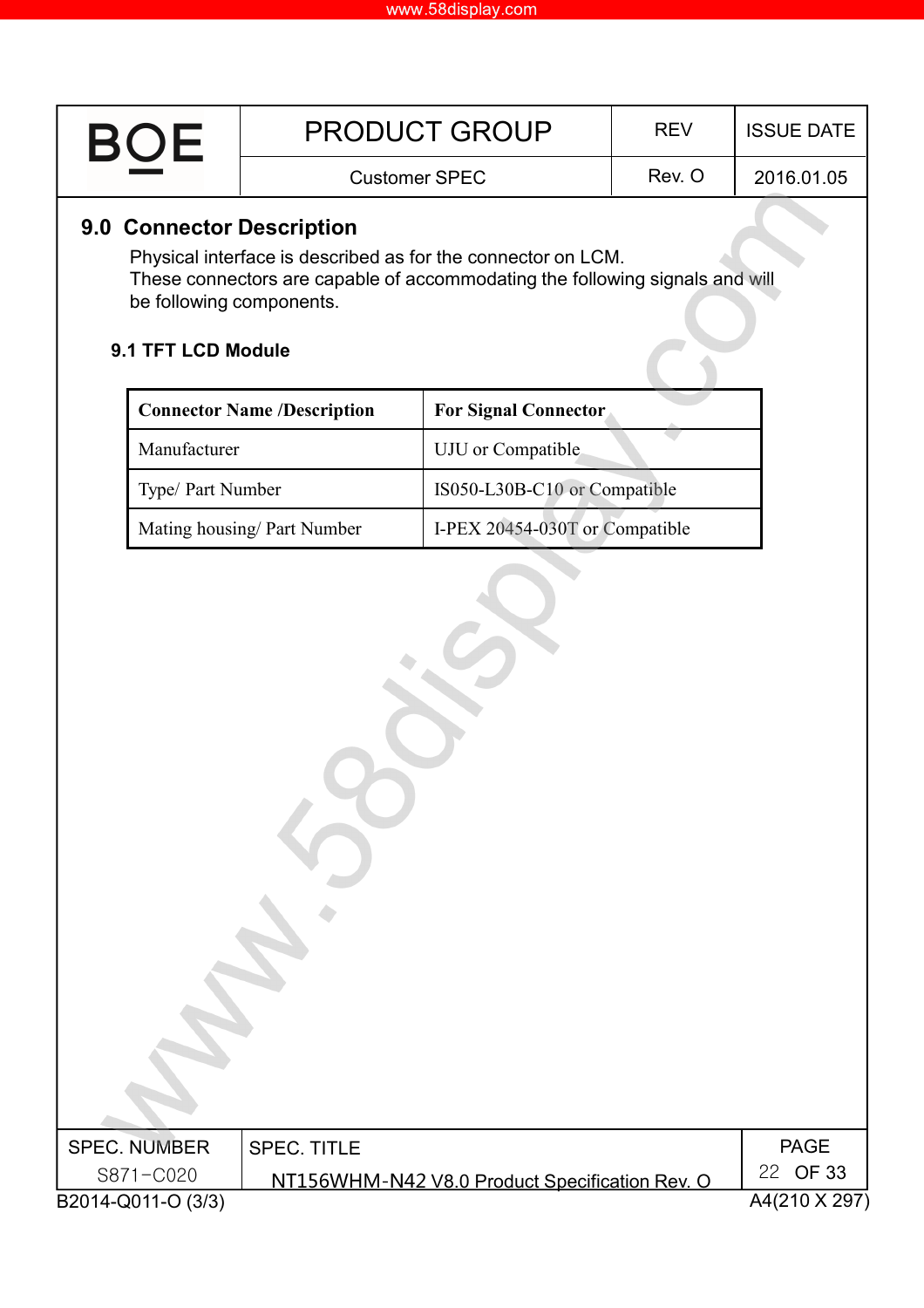## 9.0 Connector Description

Physical interface is described as for the connector on LCM.
These connectors are capable of accommodating the following signals and will be following components.

### 9.1 TFT LCD Module

| Connector Name /Description | For Signal Connector |
|---|---|
| Manufacturer | UJU or Compatible |
| Type/ Part Number | IS050-L30B-C10 or Compatible |
| Mating housing/ Part Number | I-PEX 20454-030T or Compatible |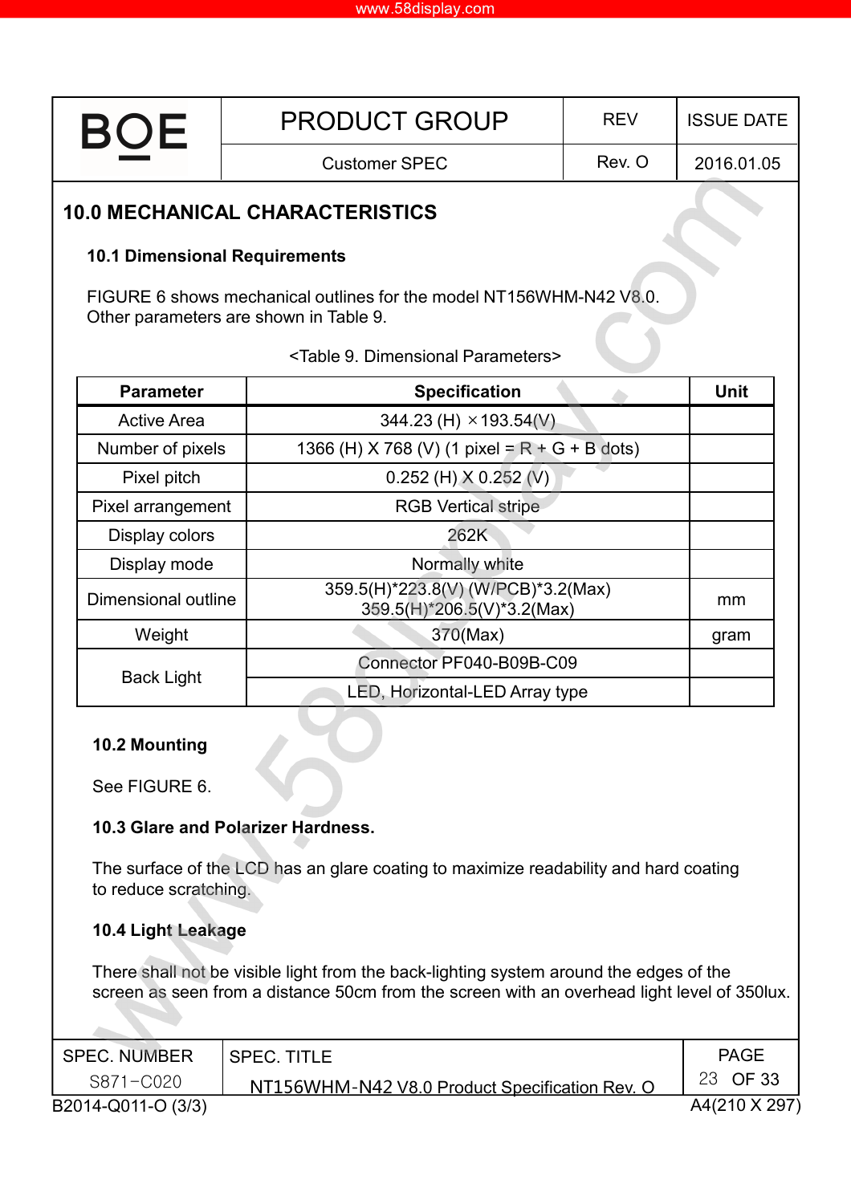# 10.0 MECHANICAL CHARACTERISTICS

## 10.1 Dimensional Requirements

FIGURE 6 shows mechanical outlines for the model NT156WHM-N42 V8.0.
Other parameters are shown in Table 9.

<Table 9. Dimensional Parameters>

| Parameter | Specification | Unit |
|---|---|---|
| Active Area | 344.23 (H) ×193.54(V) | |
| Number of pixels | 1366 (H) X 768 (V) (1 pixel = R + G + B dots) | |
| Pixel pitch | 0.252 (H) X 0.252 (V) | |
| Pixel arrangement | RGB Vertical stripe | |
| Display colors | 262K | |
| Display mode | Normally white | |
| Dimensional outline | 359.5(H)*223.8(V) (W/PCB)*3.2(Max)<br>359.5(H)*206.5(V)*3.2(Max) | mm |
| Weight | 370(Max) | gram |
| Back Light | Connector PF040-B09B-C09 | |
| | LED, Horizontal-LED Array type | |

## 10.2 Mounting

See FIGURE 6.

## 10.3 Glare and Polarizer Hardness.

The surface of the LCD has an glare coating to maximize readability and hard coating to reduce scratching.

## 10.4 Light Leakage

There shall not be visible light from the back-lighting system around the edges of the screen as seen from a distance 50cm from the screen with an overhead light level of 350lux.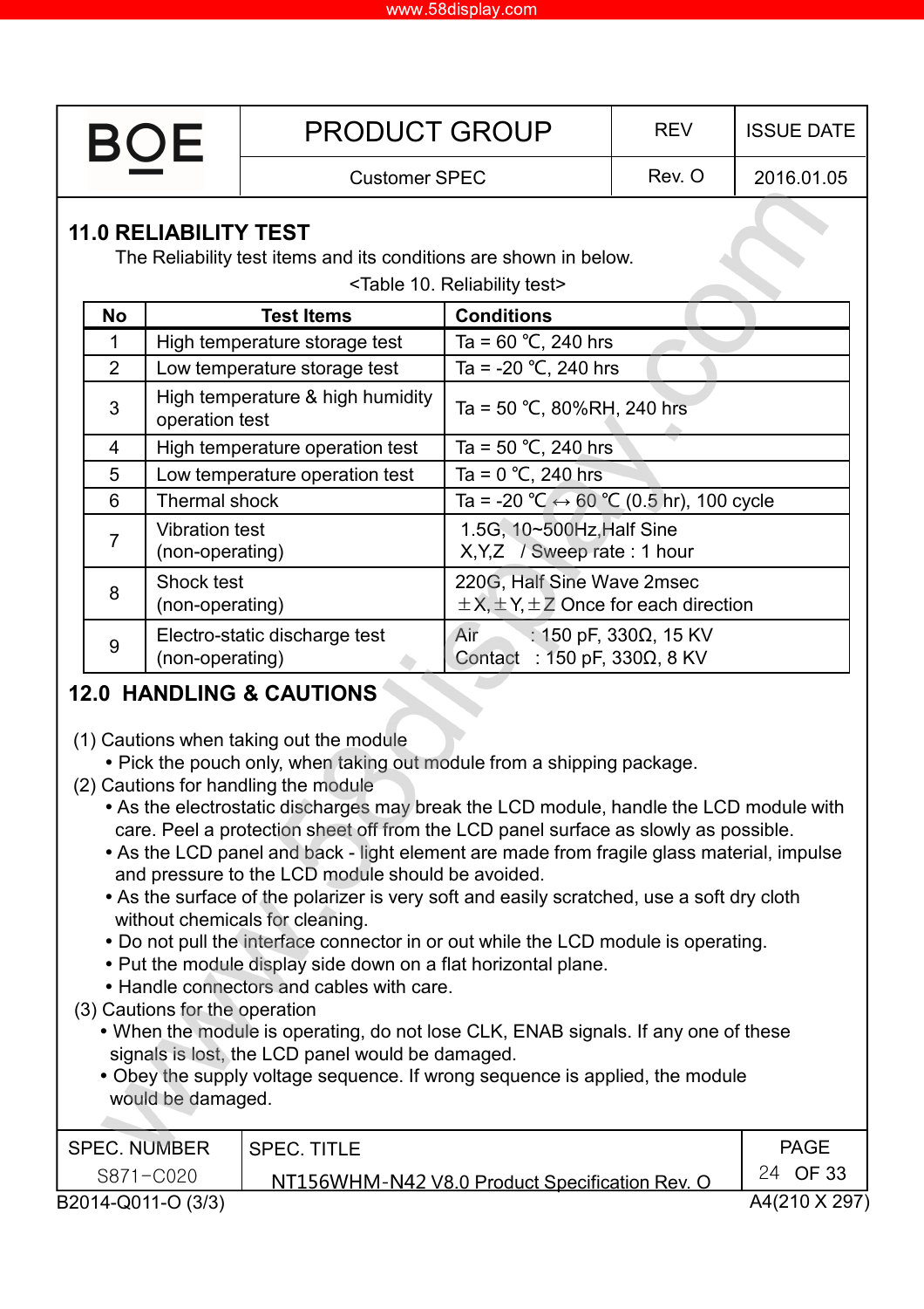## 11.0 RELIABILITY TEST

The Reliability test items and its conditions are shown in below.

<Table 10. Reliability test>

| No | Test Items | Conditions |
|---|---|---|
| 1 | High temperature storage test | Ta = 60 ℃, 240 hrs |
| 2 | Low temperature storage test | Ta = -20 ℃, 240 hrs |
| 3 | High temperature & high humidity operation test | Ta = 50 ℃, 80%RH, 240 hrs |
| 4 | High temperature operation test | Ta = 50 ℃, 240 hrs |
| 5 | Low temperature operation test | Ta = 0 ℃, 240 hrs |
| 6 | Thermal shock | Ta = -20 ℃ ↔ 60 ℃ (0.5 hr), 100 cycle |
| 7 | Vibration test (non-operating) | 1.5G, 10~500Hz,Half Sine X,Y,Z / Sweep rate : 1 hour |
| 8 | Shock test (non-operating) | 220G, Half Sine Wave 2msec ±X,±Y,±Z Once for each direction |
| 9 | Electro-static discharge test (non-operating) | Air : 150 pF, 330Ω, 15 KV<br>Contact : 150 pF, 330Ω, 8 KV |

## 12.0 HANDLING & CAUTIONS

(1) Cautions when taking out the module
- Pick the pouch only, when taking out module from a shipping package.

(2) Cautions for handling the module
- As the electrostatic discharges may break the LCD module, handle the LCD module with care. Peel a protection sheet off from the LCD panel surface as slowly as possible.
- As the LCD panel and back - light element are made from fragile glass material, impulse and pressure to the LCD module should be avoided.
- As the surface of the polarizer is very soft and easily scratched, use a soft dry cloth without chemicals for cleaning.
- Do not pull the interface connector in or out while the LCD module is operating.
- Put the module display side down on a flat horizontal plane.
- Handle connectors and cables with care.

(3) Cautions for the operation
- When the module is operating, do not lose CLK, ENAB signals. If any one of these signals is lost, the LCD panel would be damaged.
- Obey the supply voltage sequence. If wrong sequence is applied, the module would be damaged.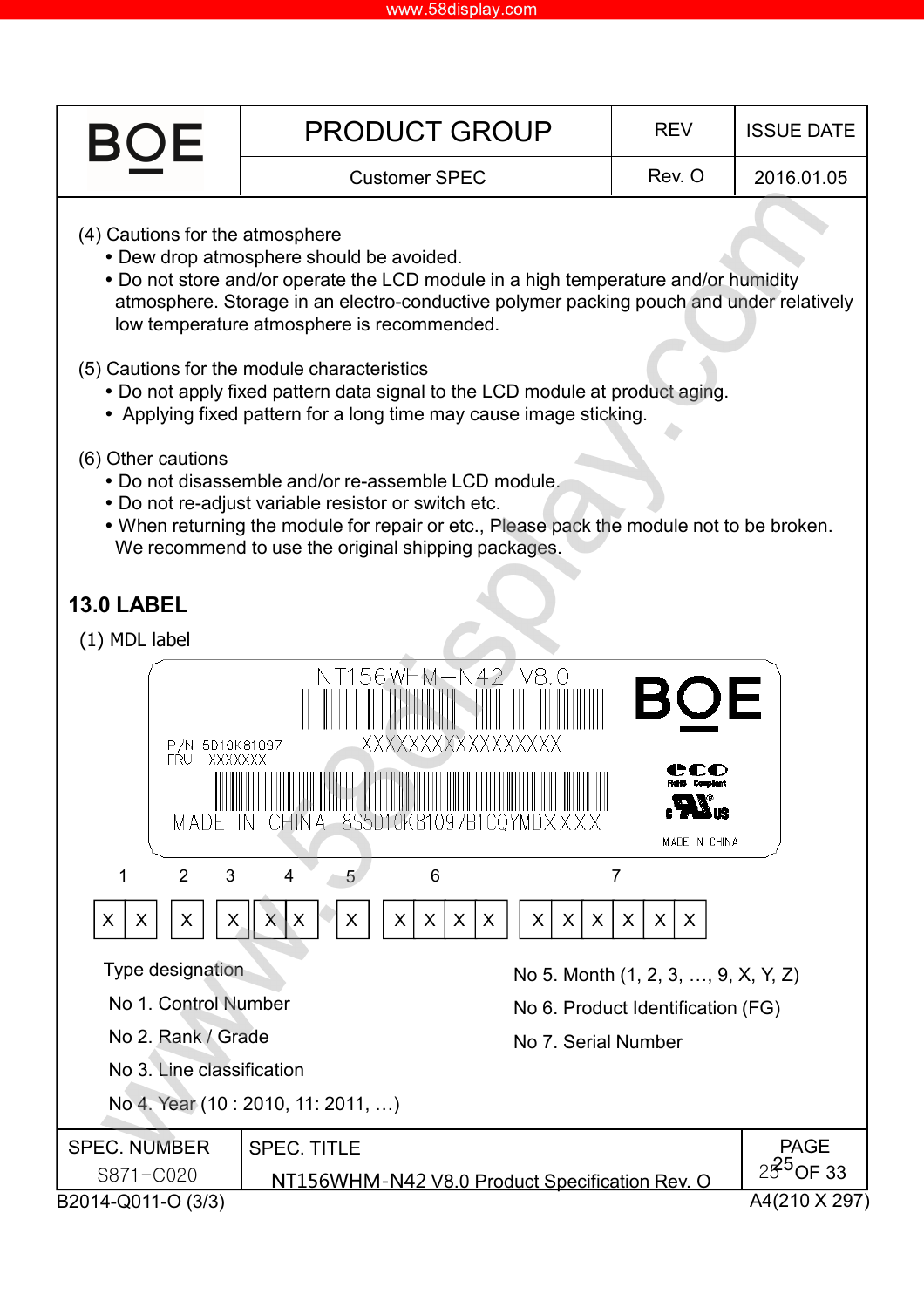(4) Cautions for the atmosphere

- Dew drop atmosphere should be avoided.
- Do not store and/or operate the LCD module in a high temperature and/or humidity atmosphere. Storage in an electro-conductive polymer packing pouch and under relatively low temperature atmosphere is recommended.

(5) Cautions for the module characteristics

- Do not apply fixed pattern data signal to the LCD module at product aging.
- Applying fixed pattern for a long time may cause image sticking.

(6) Other cautions

- Do not disassemble and/or re-assemble LCD module.
- Do not re-adjust variable resistor or switch etc.
- When returning the module for repair or etc., Please pack the module not to be broken. We recommend to use the original shipping packages.

## 13.0 LABEL

(1) MDL label

NT156WHM-N42 V8.0

XXXXXXXXXXXXXXXX

P/N 5D10K81097
FRU XXXXXXX

MADE IN CHINA 8S5D10K81097B1CQYMDXXXX

BOE

RoHS Compliant

MADE IN CHINA

| 1 | | 2 | 3 | 4 | | 5 | 6 | | | | 7 | | | | | |
|---|---|---|---|---|---|---|---|---|---|---|---|---|---|---|---|---|
| X | X | X | X | X | X | X | X | X | X | X | X | X | X | X | X | X |

Type designation

No 1. Control Number

No 2. Rank / Grade

No 3. Line classification

No 4. Year (10 : 2010, 11: 2011, …)

No 5. Month (1, 2, 3, …, 9, X, Y, Z)

No 6. Product Identification (FG)

No 7. Serial Number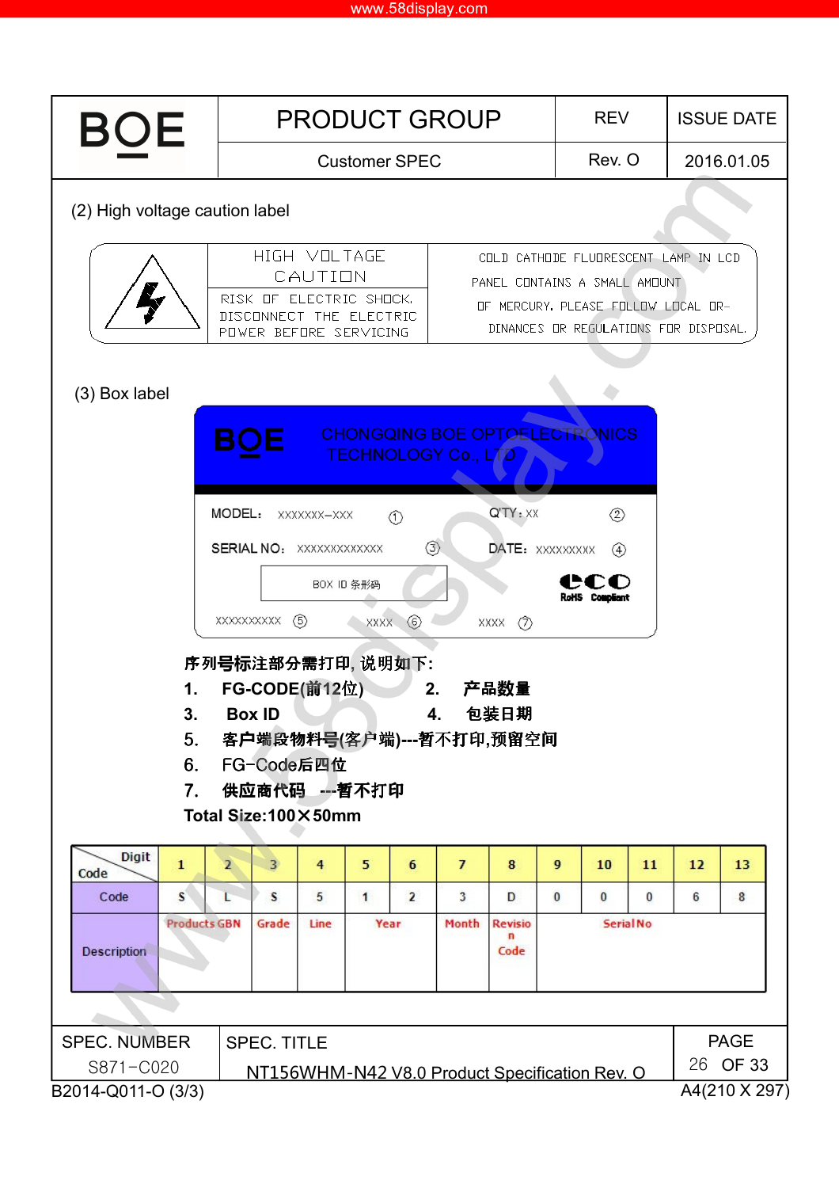(2) High voltage caution label

| | HIGH VOLTAGE CAUTION | COLD CATHODE FLUORESCENT LAMP IN LCD PANEL CONTAINS A SMALL AMOUNT OF MERCURY. PLEASE FOLLOW LOCAL ORDINANCES OR REGULATIONS FOR DISPOSAL. |
|---|---|---|
| | RISK OF ELECTRIC SHOCK. DISCONNECT THE ELECTRIC POWER BEFORE SERVICING | |

(3) Box label

BOE CHONGQING BOE OPTOELECTRONICS TECHNOLOGY Co., LTD

MODEL: XXXXXXX–XXX ①　　Q'TY: XX ②

SERIAL NO: XXXXXXXXXXXXX ③　　DATE: XXXXXXXXX ④

BOX ID 条形码　　RoHS Compliant

XXXXXXXXXX ⑤　　XXXX ⑥　　XXXX ⑦

**序列号标注部分需打印，说明如下:**

1. **FG-CODE(前12位)**　　2. **产品数量**
3. **Box ID**　　4. **包装日期**
5. **客户端段物料号(客户端)---暂不打印,预留空间**
6. FG-Code**后四位**
7. **供应商代码 ---暂不打印**

**Total Size:100×50mm**

| Digit / Code | 1 | 2 | 3 | 4 | 5 | 6 | 7 | 8 | 9 | 10 | 11 | 12 | 13 |
|---|---|---|---|---|---|---|---|---|---|---|---|---|---|
| Code | S | L | S | 5 | 1 | 2 | 3 | D | 0 | 0 | 0 | 6 | 8 |
| Description | Products GBN | | Grade | Line | Year | | Month | Revision Code | Serial No | | | | |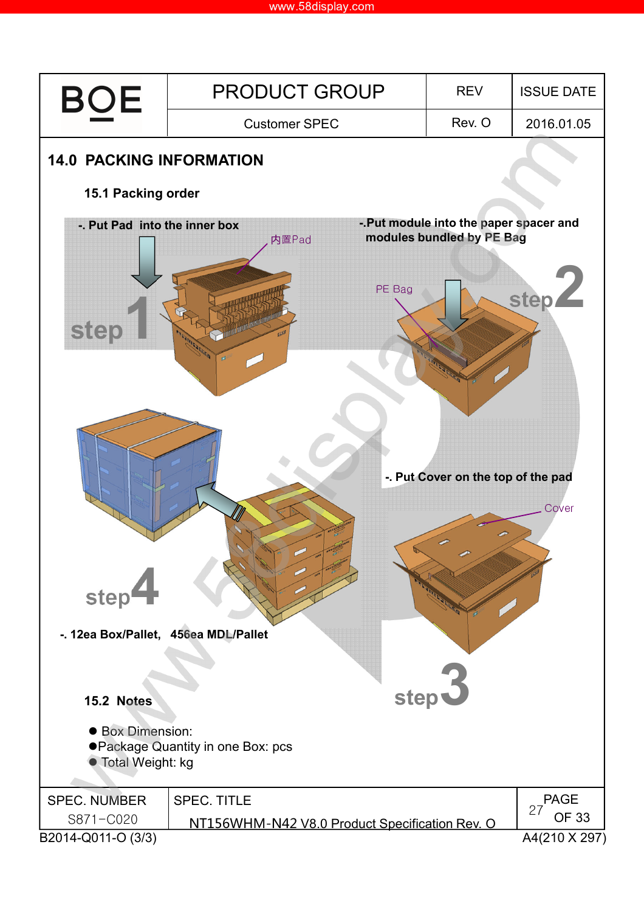## 14.0 PACKING INFORMATION

### 15.1 Packing order

-. Put Pad into the inner box

内置Pad

step 1

-.Put module into the paper spacer and modules bundled by PE Bag

PE Bag

step 2

-. Put Cover on the top of the pad

Cover

step 3

step 4

-. 12ea Box/Pallet, 456ea MDL/Pallet

### 15.2 Notes

- Box Dimension:
- Package Quantity in one Box: pcs
- Total Weight: kg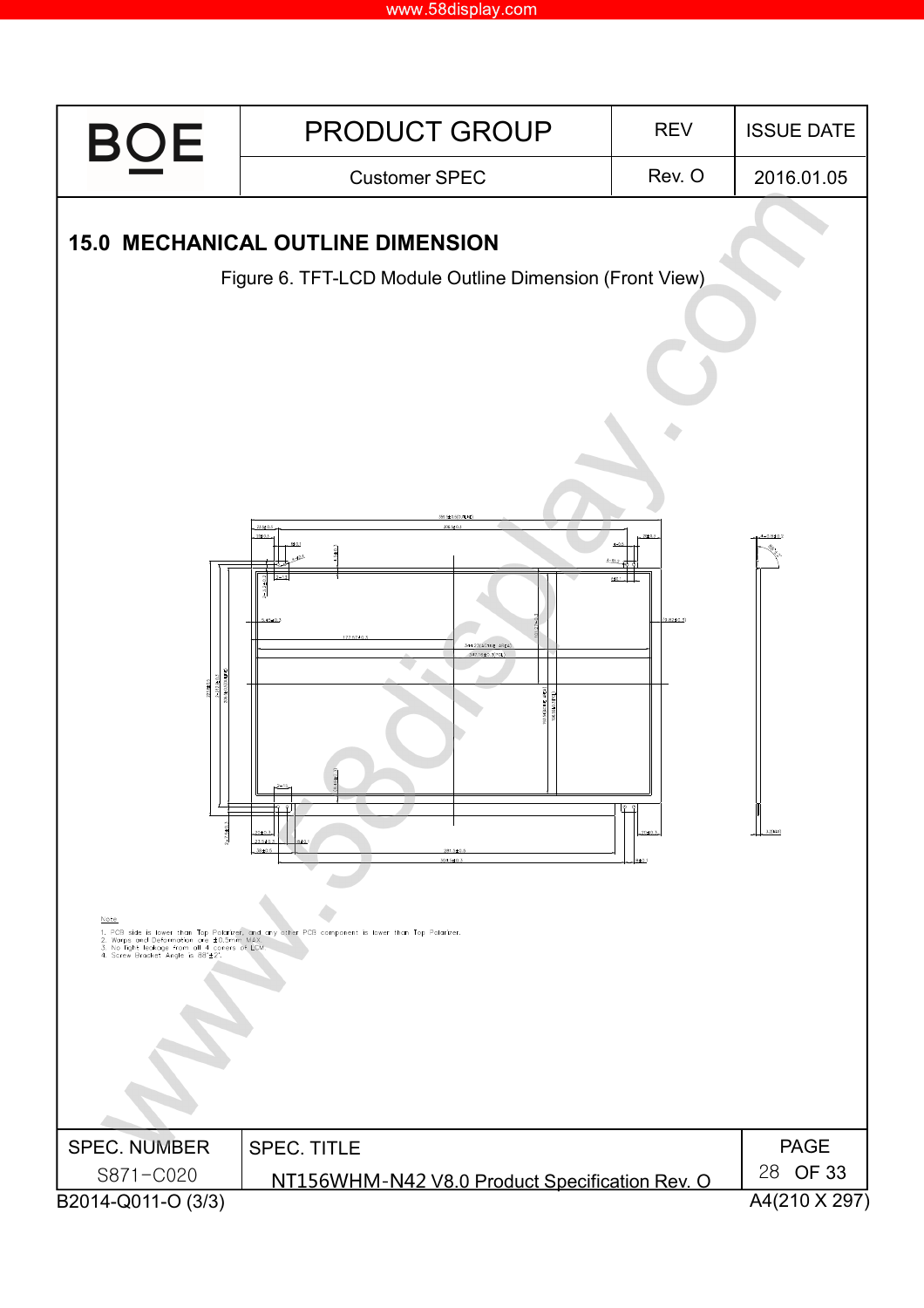## 15.0 MECHANICAL OUTLINE DIMENSION

Figure 6. TFT-LCD Module Outline Dimension (Front View)

Note

1. PCB side is lower than Top Polarizer, and any other PCB component is lower than Top Polarizer.
2. Warps and Deformation are ±0.5mm MAX.
3. No light leakage from all 4 corners of LCM.
4. Screw Bracket Angle is 88°±2°.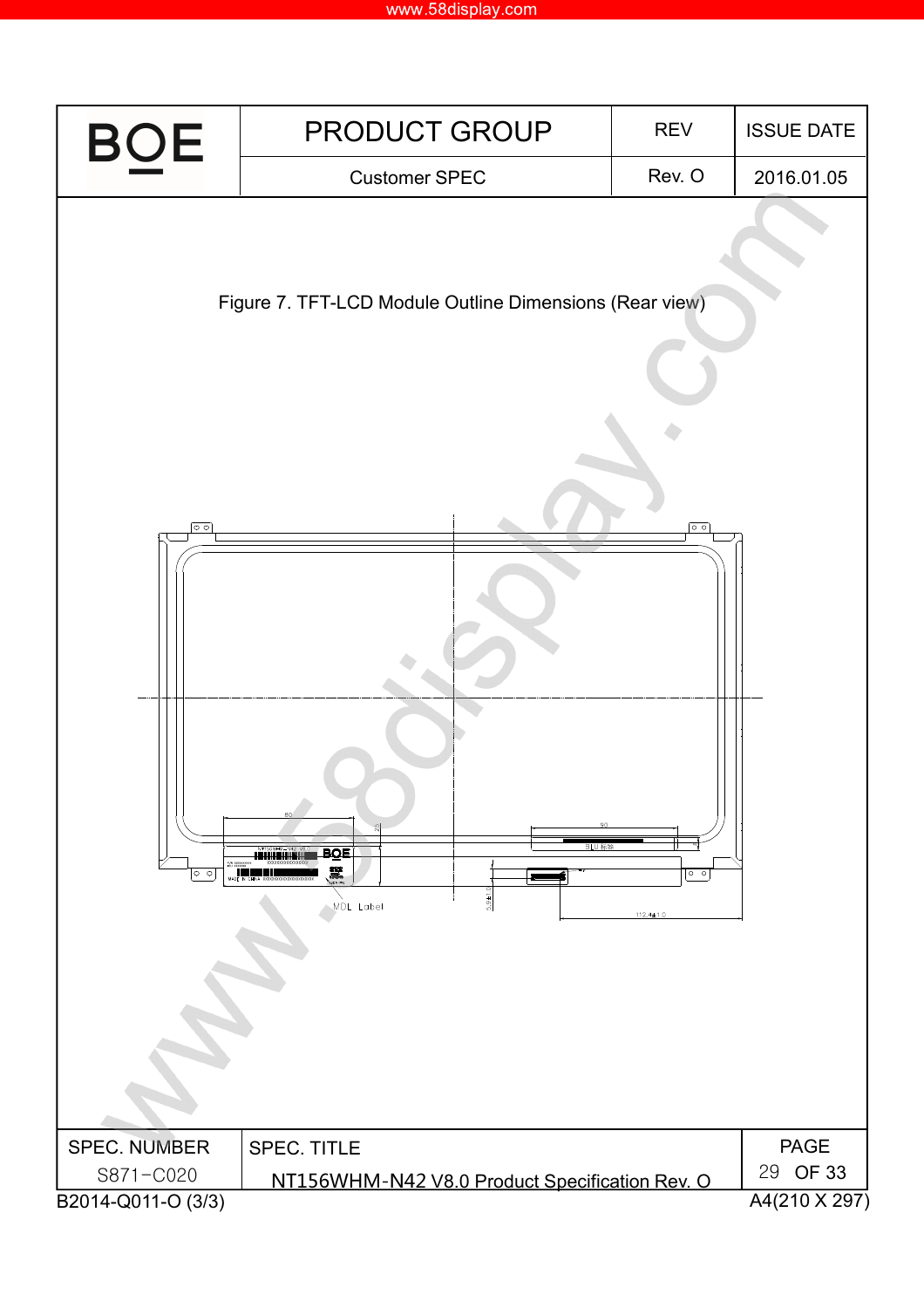Figure 7. TFT-LCD Module Outline Dimensions (Rear view)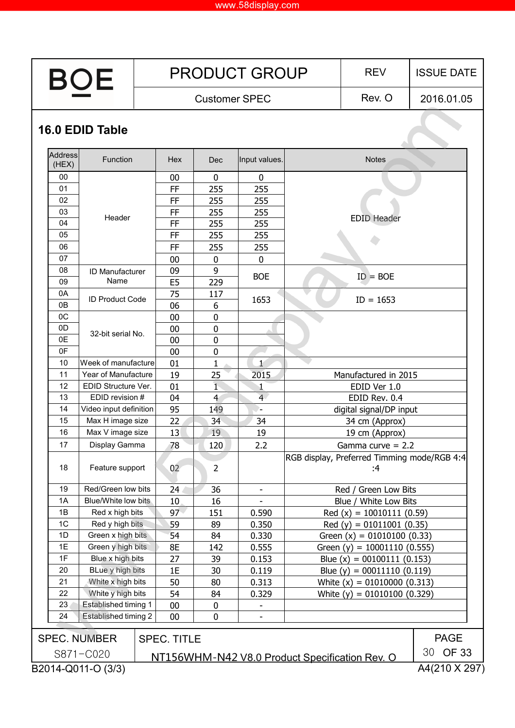## 16.0 EDID Table

| Address (HEX) | Function | Hex | Dec | Input values. | Notes |
|---|---|---|---|---|---|
| 00 | Header | 00 | 0 | 0 | EDID Header |
| 01 | | FF | 255 | 255 | |
| 02 | | FF | 255 | 255 | |
| 03 | | FF | 255 | 255 | |
| 04 | | FF | 255 | 255 | |
| 05 | | FF | 255 | 255 | |
| 06 | | FF | 255 | 255 | |
| 07 | | 00 | 0 | 0 | |
| 08 | ID Manufacturer Name | 09 | 9 | BOE | ID = BOE |
| 09 | | E5 | 229 | | |
| 0A | ID Product Code | 75 | 117 | 1653 | ID = 1653 |
| 0B | | 06 | 6 | | |
| 0C | 32-bit serial No. | 00 | 0 | | |
| 0D | | 00 | 0 | | |
| 0E | | 00 | 0 | | |
| 0F | | 00 | 0 | | |
| 10 | Week of manufacture | 01 | 1 | 1 | |
| 11 | Year of Manufacture | 19 | 25 | 2015 | Manufactured in 2015 |
| 12 | EDID Structure Ver. | 01 | 1 | 1 | EDID Ver 1.0 |
| 13 | EDID revision # | 04 | 4 | 4 | EDID Rev. 0.4 |
| 14 | Video input definition | 95 | 149 | - | digital signal/DP input |
| 15 | Max H image size | 22 | 34 | 34 | 34 cm (Approx) |
| 16 | Max V image size | 13 | 19 | 19 | 19 cm (Approx) |
| 17 | Display Gamma | 78 | 120 | 2.2 | Gamma curve = 2.2 |
| 18 | Feature support | 02 | 2 | | RGB display, Preferred Timming mode/RGB 4:4 :4 |
| 19 | Red/Green low bits | 24 | 36 | - | Red / Green Low Bits |
| 1A | Blue/White low bits | 10 | 16 | - | Blue / White Low Bits |
| 1B | Red x high bits | 97 | 151 | 0.590 | Red (x) = 10010111 (0.59) |
| 1C | Red y high bits | 59 | 89 | 0.350 | Red (y) = 01011001 (0.35) |
| 1D | Green x high bits | 54 | 84 | 0.330 | Green (x) = 01010100 (0.33) |
| 1E | Green y high bits | 8E | 142 | 0.555 | Green (y) = 10001110 (0.555) |
| 1F | Blue x high bits | 27 | 39 | 0.153 | Blue (x) = 00100111 (0.153) |
| 20 | BLue y high bits | 1E | 30 | 0.119 | Blue (y) = 00011110 (0.119) |
| 21 | White x high bits | 50 | 80 | 0.313 | White (x) = 01010000 (0.313) |
| 22 | White y high bits | 54 | 84 | 0.329 | White (y) = 01010100 (0.329) |
| 23 | Established timing 1 | 00 | 0 | - | |
| 24 | Established timing 2 | 00 | 0 | - | |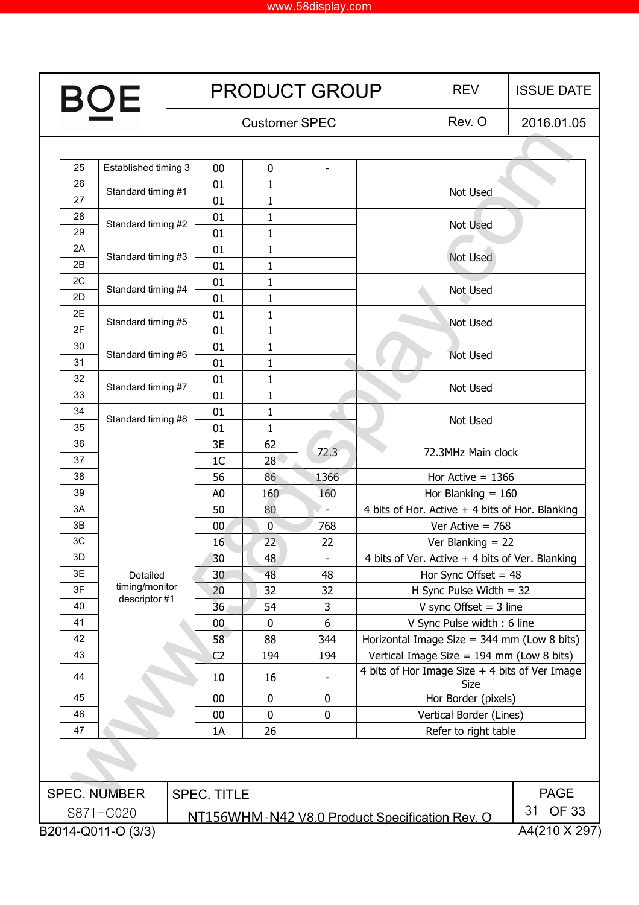| 25 | Established timing 3 | 00 | 0 | - | |
|---|---|---|---|---|---|
| 26 | Standard timing #1 | 01 | 1 | | Not Used |
| 27 | | 01 | 1 | | |
| 28 | Standard timing #2 | 01 | 1 | | Not Used |
| 29 | | 01 | 1 | | |
| 2A | Standard timing #3 | 01 | 1 | | Not Used |
| 2B | | 01 | 1 | | |
| 2C | Standard timing #4 | 01 | 1 | | Not Used |
| 2D | | 01 | 1 | | |
| 2E | Standard timing #5 | 01 | 1 | | Not Used |
| 2F | | 01 | 1 | | |
| 30 | Standard timing #6 | 01 | 1 | | Not Used |
| 31 | | 01 | 1 | | |
| 32 | Standard timing #7 | 01 | 1 | | Not Used |
| 33 | | 01 | 1 | | |
| 34 | Standard timing #8 | 01 | 1 | | Not Used |
| 35 | | 01 | 1 | | |
| 36 | Detailed timing/monitor descriptor #1 | 3E | 62 | 72.3 | 72.3MHz Main clock |
| 37 | | 1C | 28 | | |
| 38 | | 56 | 86 | 1366 | Hor Active = 1366 |
| 39 | | A0 | 160 | 160 | Hor Blanking = 160 |
| 3A | | 50 | 80 | - | 4 bits of Hor. Active + 4 bits of Hor. Blanking |
| 3B | | 00 | 0 | 768 | Ver Active = 768 |
| 3C | | 16 | 22 | 22 | Ver Blanking = 22 |
| 3D | | 30 | 48 | - | 4 bits of Ver. Active + 4 bits of Ver. Blanking |
| 3E | | 30 | 48 | 48 | Hor Sync Offset = 48 |
| 3F | | 20 | 32 | 32 | H Sync Pulse Width = 32 |
| 40 | | 36 | 54 | 3 | V sync Offset = 3 line |
| 41 | | 00 | 0 | 6 | V Sync Pulse width : 6 line |
| 42 | | 58 | 88 | 344 | Horizontal Image Size = 344 mm (Low 8 bits) |
| 43 | | C2 | 194 | 194 | Vertical Image Size = 194 mm (Low 8 bits) |
| 44 | | 10 | 16 | - | 4 bits of Hor Image Size + 4 bits of Ver Image Size |
| 45 | | 00 | 0 | 0 | Hor Border (pixels) |
| 46 | | 00 | 0 | 0 | Vertical Border (Lines) |
| 47 | | 1A | 26 | | Refer to right table |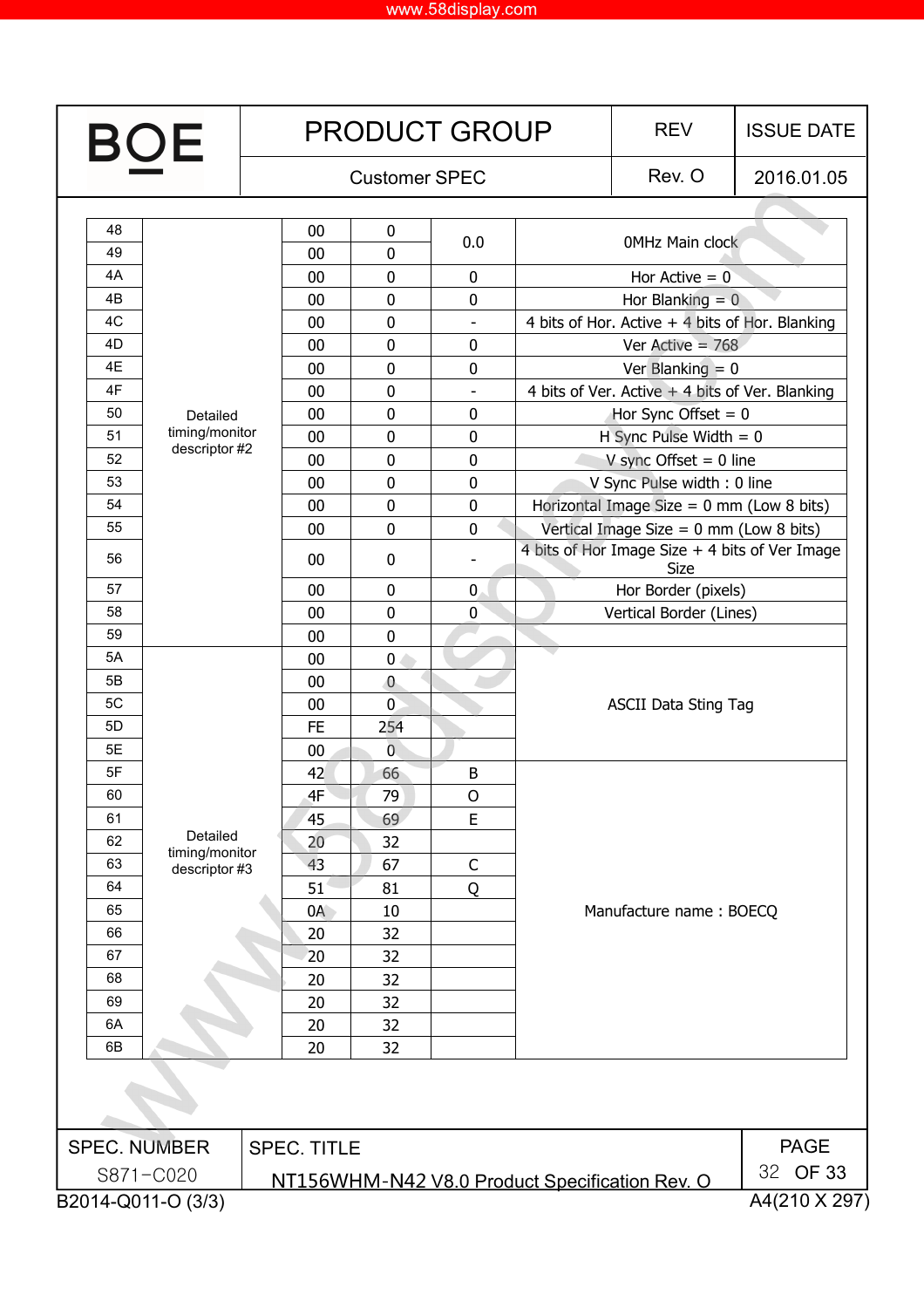| 48 | Detailed timing/monitor descriptor #2 | 00 | 0 | 0.0 | 0MHz Main clock |
|---|---|---|---|---|---|
| 49 | | 00 | 0 | | |
| 4A | | 00 | 0 | 0 | Hor Active = 0 |
| 4B | | 00 | 0 | 0 | Hor Blanking = 0 |
| 4C | | 00 | 0 | - | 4 bits of Hor. Active + 4 bits of Hor. Blanking |
| 4D | | 00 | 0 | 0 | Ver Active = 768 |
| 4E | | 00 | 0 | 0 | Ver Blanking = 0 |
| 4F | | 00 | 0 | - | 4 bits of Ver. Active + 4 bits of Ver. Blanking |
| 50 | | 00 | 0 | 0 | Hor Sync Offset = 0 |
| 51 | | 00 | 0 | 0 | H Sync Pulse Width = 0 |
| 52 | | 00 | 0 | 0 | V sync Offset = 0 line |
| 53 | | 00 | 0 | 0 | V Sync Pulse width : 0 line |
| 54 | | 00 | 0 | 0 | Horizontal Image Size = 0 mm (Low 8 bits) |
| 55 | | 00 | 0 | 0 | Vertical Image Size = 0 mm (Low 8 bits) |
| 56 | | 00 | 0 | - | 4 bits of Hor Image Size + 4 bits of Ver Image Size |
| 57 | | 00 | 0 | 0 | Hor Border (pixels) |
| 58 | | 00 | 0 | 0 | Vertical Border (Lines) |
| 59 | | 00 | 0 | | |
| 5A | Detailed timing/monitor descriptor #3 | 00 | 0 | | ASCII Data Sting Tag |
| 5B | | 00 | 0 | | |
| 5C | | 00 | 0 | | |
| 5D | | FE | 254 | | |
| 5E | | 00 | 0 | | |
| 5F | | 42 | 66 | B | Manufacture name : BOECQ |
| 60 | | 4F | 79 | O | |
| 61 | | 45 | 69 | E | |
| 62 | | 20 | 32 | | |
| 63 | | 43 | 67 | C | |
| 64 | | 51 | 81 | Q | |
| 65 | | 0A | 10 | | |
| 66 | | 20 | 32 | | |
| 67 | | 20 | 32 | | |
| 68 | | 20 | 32 | | |
| 69 | | 20 | 32 | | |
| 6A | | 20 | 32 | | |
| 6B | | 20 | 32 | | |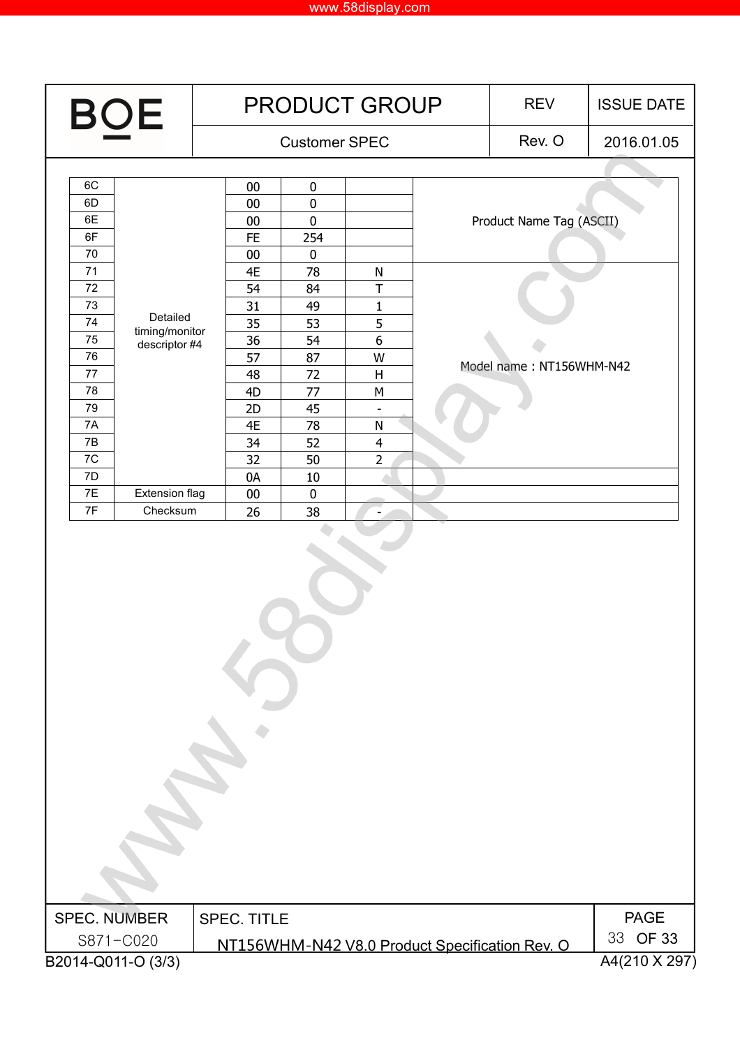| | | | | | |
|---|---|---|---|---|---|
| 6C | Detailed timing/monitor descriptor #4 | 00 | 0 | | Product Name Tag (ASCII) |
| 6D | | 00 | 0 | | |
| 6E | | 00 | 0 | | |
| 6F | | FE | 254 | | |
| 70 | | 00 | 0 | | |
| 71 | | 4E | 78 | N | Model name : NT156WHM-N42 |
| 72 | | 54 | 84 | T | |
| 73 | | 31 | 49 | 1 | |
| 74 | | 35 | 53 | 5 | |
| 75 | | 36 | 54 | 6 | |
| 76 | | 57 | 87 | W | |
| 77 | | 48 | 72 | H | |
| 78 | | 4D | 77 | M | |
| 79 | | 2D | 45 | - | |
| 7A | | 4E | 78 | N | |
| 7B | | 34 | 52 | 4 | |
| 7C | | 32 | 50 | 2 | |
| 7D | | 0A | 10 | | |
| 7E | Extension flag | 00 | 0 | | |
| 7F | Checksum | 26 | 38 | - | |